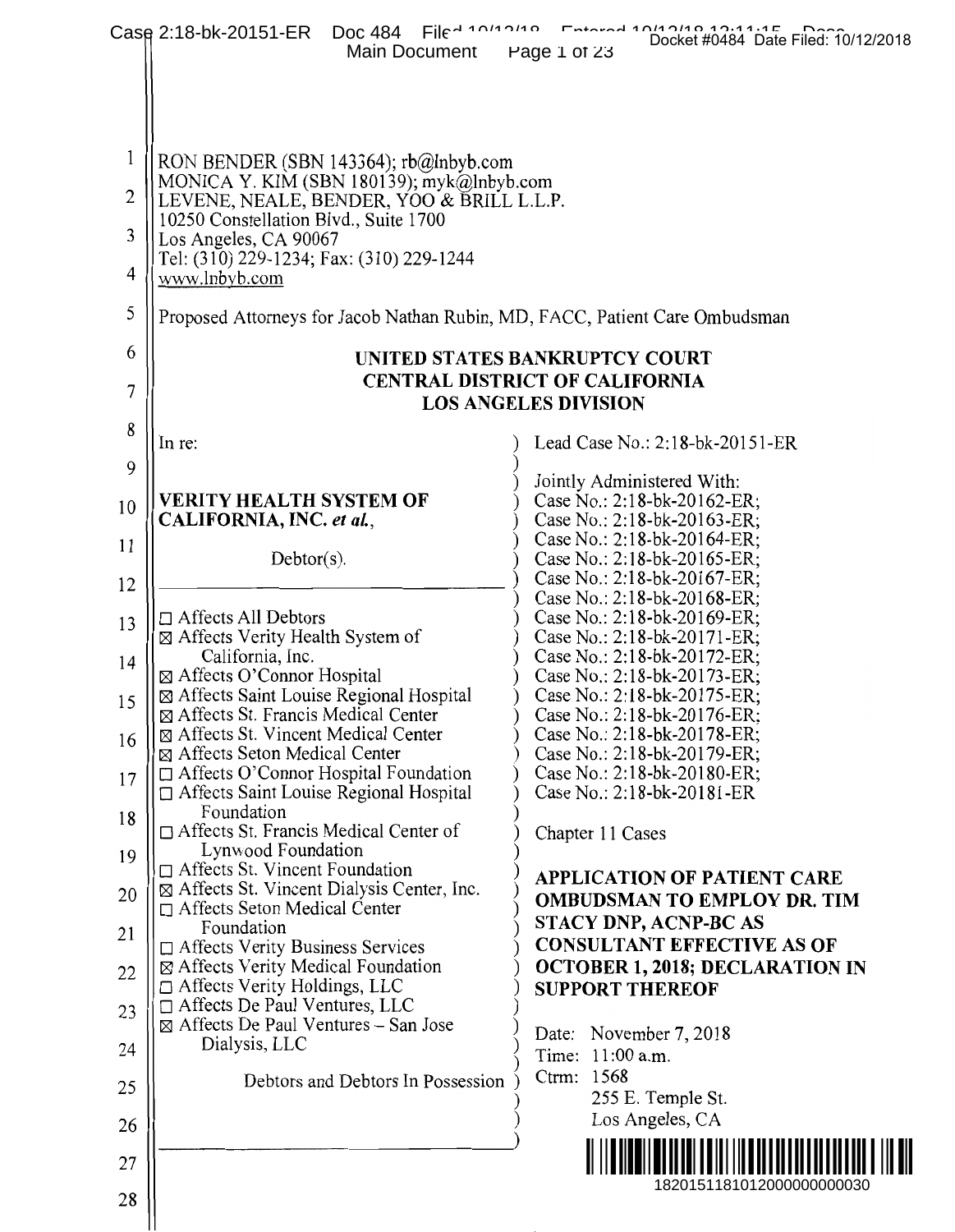RON BENDER (SBN 143364); rb@lnbyb.com
MONICA Y. KIM (SBN 180139); myk@lnbyb.com
LEVENE, NEALE, BENDER, YOO & BRILL L.L.P.
10250 Constellation Blvd., Suite 1700
Los Angeles, CA 90067
Tel: (310) 229-1234; Fax: (310) 229-1244
www.lnbyb.com

Proposed Attorneys for Jacob Nathan Rubin, MD, FACC, Patient Care Ombudsman

**UNITED STATES BANKRUPTCY COURT**
**CENTRAL DISTRICT OF CALIFORNIA**
**LOS ANGELES DIVISION**

In re:

**VERITY HEALTH SYSTEM OF CALIFORNIA, INC. *et al.*,**

Debtor(s).

☐ Affects All Debtors
☒ Affects Verity Health System of California, Inc.
☒ Affects O'Connor Hospital
☒ Affects Saint Louise Regional Hospital
☒ Affects St. Francis Medical Center
☒ Affects St. Vincent Medical Center
☒ Affects Seton Medical Center
☐ Affects O'Connor Hospital Foundation
☐ Affects Saint Louise Regional Hospital Foundation
☐ Affects St. Francis Medical Center of Lynwood Foundation
☐ Affects St. Vincent Foundation
☒ Affects St. Vincent Dialysis Center, Inc.
☐ Affects Seton Medical Center Foundation
☐ Affects Verity Business Services
☒ Affects Verity Medical Foundation
☐ Affects Verity Holdings, LLC
☐ Affects De Paul Ventures, LLC
☒ Affects De Paul Ventures – San Jose Dialysis, LLC

Debtors and Debtors In Possession

Lead Case No.: 2:18-bk-20151-ER

Jointly Administered With:
Case No.: 2:18-bk-20162-ER;
Case No.: 2:18-bk-20163-ER;
Case No.: 2:18-bk-20164-ER;
Case No.: 2:18-bk-20165-ER;
Case No.: 2:18-bk-20167-ER;
Case No.: 2:18-bk-20168-ER;
Case No.: 2:18-bk-20169-ER;
Case No.: 2:18-bk-20171-ER;
Case No.: 2:18-bk-20172-ER;
Case No.: 2:18-bk-20173-ER;
Case No.: 2:18-bk-20175-ER;
Case No.: 2:18-bk-20176-ER;
Case No.: 2:18-bk-20178-ER;
Case No.: 2:18-bk-20179-ER;
Case No.: 2:18-bk-20180-ER;
Case No.: 2:18-bk-20181-ER

Chapter 11 Cases

**APPLICATION OF PATIENT CARE OMBUDSMAN TO EMPLOY DR. TIM STACY DNP, ACNP-BC AS CONSULTANT EFFECTIVE AS OF OCTOBER 1, 2018; DECLARATION IN SUPPORT THEREOF**

Date: November 7, 2018
Time: 11:00 a.m.
Ctrm: 1568
255 E. Temple St.
Los Angeles, CA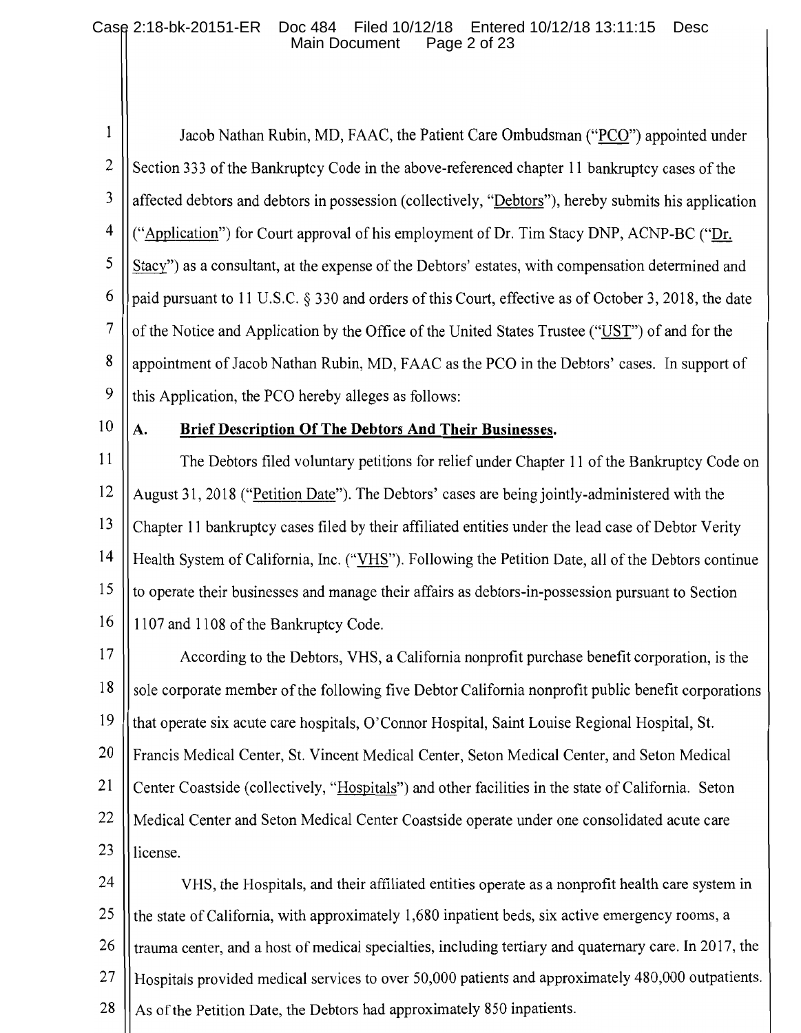Jacob Nathan Rubin, MD, FAAC, the Patient Care Ombudsman ("PCO") appointed under Section 333 of the Bankruptcy Code in the above-referenced chapter 11 bankruptcy cases of the affected debtors and debtors in possession (collectively, "Debtors"), hereby submits his application ("Application") for Court approval of his employment of Dr. Tim Stacy DNP, ACNP-BC ("Dr. Stacy") as a consultant, at the expense of the Debtors' estates, with compensation determined and paid pursuant to 11 U.S.C. § 330 and orders of this Court, effective as of October 3, 2018, the date of the Notice and Application by the Office of the United States Trustee ("UST") of and for the appointment of Jacob Nathan Rubin, MD, FAAC as the PCO in the Debtors' cases. In support of this Application, the PCO hereby alleges as follows:

## A. Brief Description Of The Debtors And Their Businesses.

The Debtors filed voluntary petitions for relief under Chapter 11 of the Bankruptcy Code on August 31, 2018 ("Petition Date"). The Debtors' cases are being jointly-administered with the Chapter 11 bankruptcy cases filed by their affiliated entities under the lead case of Debtor Verity Health System of California, Inc. ("VHS"). Following the Petition Date, all of the Debtors continue to operate their businesses and manage their affairs as debtors-in-possession pursuant to Section 1107 and 1108 of the Bankruptcy Code.

According to the Debtors, VHS, a California nonprofit purchase benefit corporation, is the sole corporate member of the following five Debtor California nonprofit public benefit corporations that operate six acute care hospitals, O'Connor Hospital, Saint Louise Regional Hospital, St. Francis Medical Center, St. Vincent Medical Center, Seton Medical Center, and Seton Medical Center Coastside (collectively, "Hospitals") and other facilities in the state of California. Seton Medical Center and Seton Medical Center Coastside operate under one consolidated acute care license.

VHS, the Hospitals, and their affiliated entities operate as a nonprofit health care system in the state of California, with approximately 1,680 inpatient beds, six active emergency rooms, a trauma center, and a host of medical specialties, including tertiary and quaternary care. In 2017, the Hospitals provided medical services to over 50,000 patients and approximately 480,000 outpatients. As of the Petition Date, the Debtors had approximately 850 inpatients.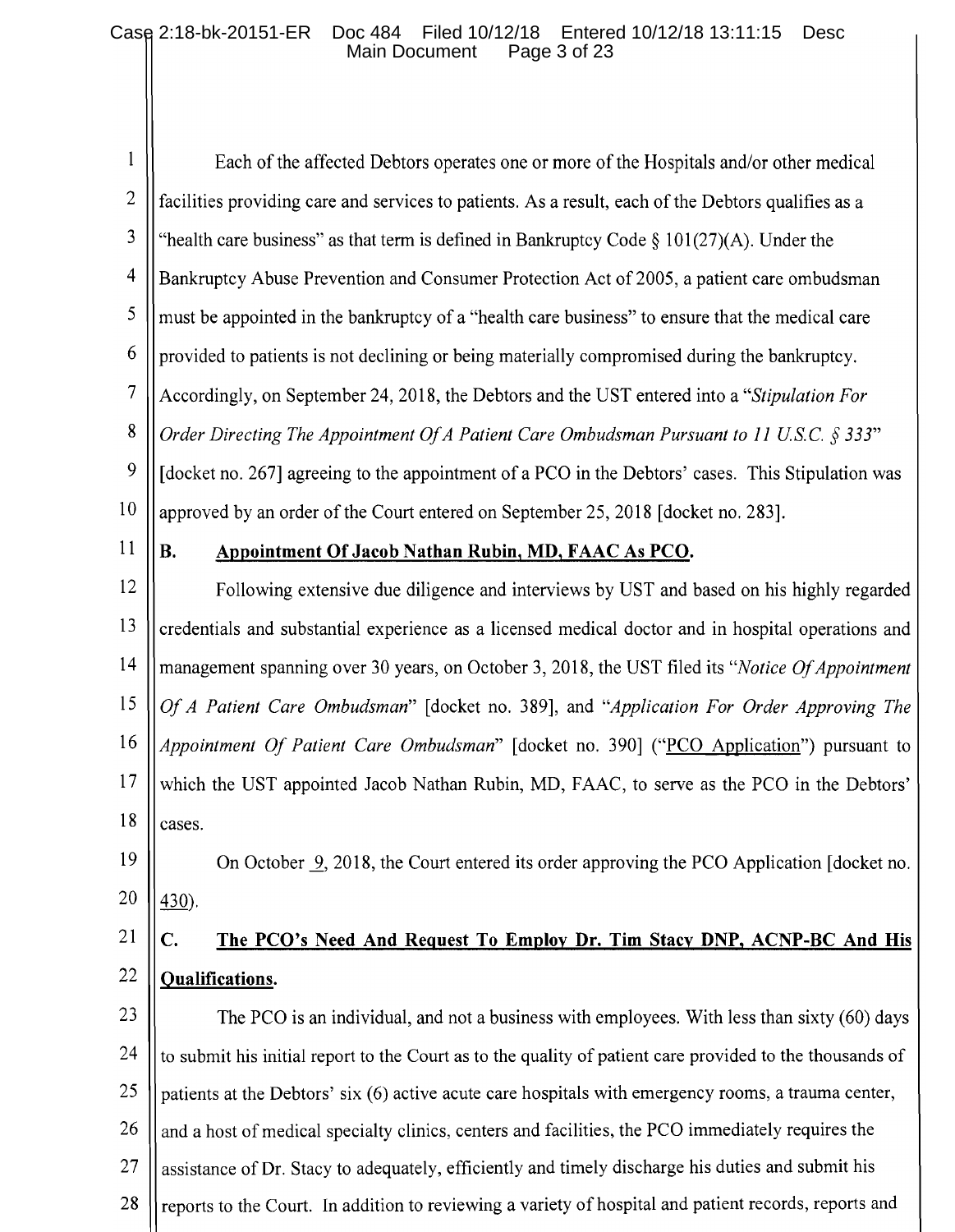Each of the affected Debtors operates one or more of the Hospitals and/or other medical facilities providing care and services to patients. As a result, each of the Debtors qualifies as a "health care business" as that term is defined in Bankruptcy Code § 101(27)(A). Under the Bankruptcy Abuse Prevention and Consumer Protection Act of 2005, a patient care ombudsman must be appointed in the bankruptcy of a "health care business" to ensure that the medical care provided to patients is not declining or being materially compromised during the bankruptcy. Accordingly, on September 24, 2018, the Debtors and the UST entered into a "*Stipulation For Order Directing The Appointment Of A Patient Care Ombudsman Pursuant to 11 U.S.C. § 333*" [docket no. 267] agreeing to the appointment of a PCO in the Debtors' cases. This Stipulation was approved by an order of the Court entered on September 25, 2018 [docket no. 283].

**B. Appointment Of Jacob Nathan Rubin, MD, FAAC As PCO.**

Following extensive due diligence and interviews by UST and based on his highly regarded credentials and substantial experience as a licensed medical doctor and in hospital operations and management spanning over 30 years, on October 3, 2018, the UST filed its "*Notice Of Appointment Of A Patient Care Ombudsman*" [docket no. 389], and "*Application For Order Approving The Appointment Of Patient Care Ombudsman*" [docket no. 390] ("PCO Application") pursuant to which the UST appointed Jacob Nathan Rubin, MD, FAAC, to serve as the PCO in the Debtors' cases.

On October 9, 2018, the Court entered its order approving the PCO Application [docket no. 430).

**C. The PCO's Need And Request To Employ Dr. Tim Stacy DNP, ACNP-BC And His Qualifications.**

The PCO is an individual, and not a business with employees. With less than sixty (60) days to submit his initial report to the Court as to the quality of patient care provided to the thousands of patients at the Debtors' six (6) active acute care hospitals with emergency rooms, a trauma center, and a host of medical specialty clinics, centers and facilities, the PCO immediately requires the assistance of Dr. Stacy to adequately, efficiently and timely discharge his duties and submit his reports to the Court. In addition to reviewing a variety of hospital and patient records, reports and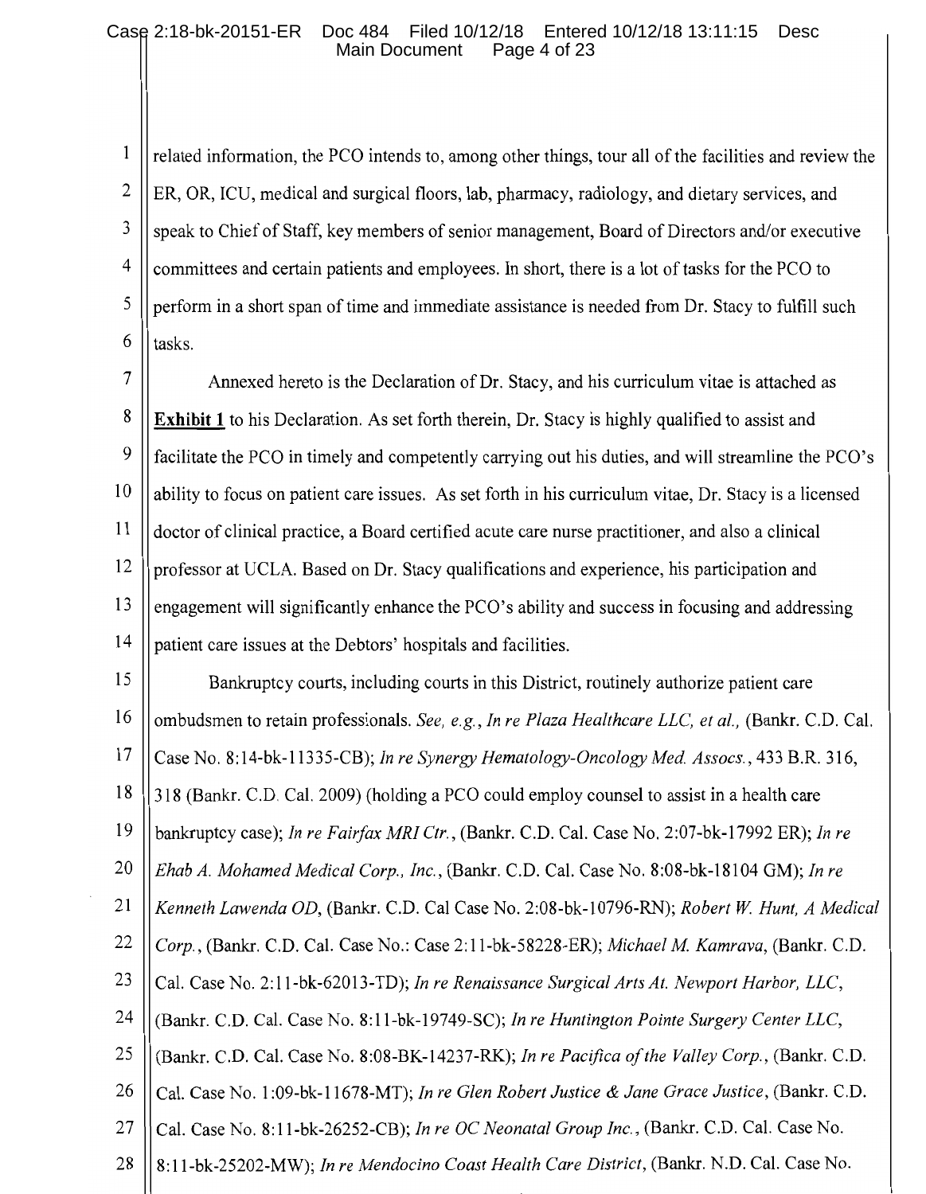related information, the PCO intends to, among other things, tour all of the facilities and review the ER, OR, ICU, medical and surgical floors, lab, pharmacy, radiology, and dietary services, and speak to Chief of Staff, key members of senior management, Board of Directors and/or executive committees and certain patients and employees. In short, there is a lot of tasks for the PCO to perform in a short span of time and immediate assistance is needed from Dr. Stacy to fulfill such tasks.

Annexed hereto is the Declaration of Dr. Stacy, and his curriculum vitae is attached as **Exhibit 1** to his Declaration. As set forth therein, Dr. Stacy is highly qualified to assist and facilitate the PCO in timely and competently carrying out his duties, and will streamline the PCO's ability to focus on patient care issues. As set forth in his curriculum vitae, Dr. Stacy is a licensed doctor of clinical practice, a Board certified acute care nurse practitioner, and also a clinical professor at UCLA. Based on Dr. Stacy qualifications and experience, his participation and engagement will significantly enhance the PCO's ability and success in focusing and addressing patient care issues at the Debtors' hospitals and facilities.

Bankruptcy courts, including courts in this District, routinely authorize patient care ombudsmen to retain professionals. *See, e.g.*, *In re Plaza Healthcare LLC, et al.,* (Bankr. C.D. Cal. Case No. 8:14-bk-11335-CB); *In re Synergy Hematology-Oncology Med. Assocs.*, 433 B.R. 316, 318 (Bankr. C.D. Cal. 2009) (holding a PCO could employ counsel to assist in a health care bankruptcy case); *In re Fairfax MRI Ctr.*, (Bankr. C.D. Cal. Case No. 2:07-bk-17992 ER); *In re Ehab A. Mohamed Medical Corp., Inc.*, (Bankr. C.D. Cal. Case No. 8:08-bk-18104 GM); *In re Kenneth Lawenda OD*, (Bankr. C.D. Cal Case No. 2:08-bk-10796-RN); *Robert W. Hunt, A Medical Corp.*, (Bankr. C.D. Cal. Case No.: Case 2:11-bk-58228-ER); *Michael M. Kamrava*, (Bankr. C.D. Cal. Case No. 2:11-bk-62013-TD); *In re Renaissance Surgical Arts At. Newport Harbor, LLC*, (Bankr. C.D. Cal. Case No. 8:11-bk-19749-SC); *In re Huntington Pointe Surgery Center LLC*, (Bankr. C.D. Cal. Case No. 8:08-BK-14237-RK); *In re Pacifica of the Valley Corp.*, (Bankr. C.D. Cal. Case No. 1:09-bk-11678-MT); *In re Glen Robert Justice & Jane Grace Justice*, (Bankr. C.D. Cal. Case No. 8:11-bk-26252-CB); *In re OC Neonatal Group Inc.*, (Bankr. C.D. Cal. Case No. 8:11-bk-25202-MW); *In re Mendocino Coast Health Care District*, (Bankr. N.D. Cal. Case No.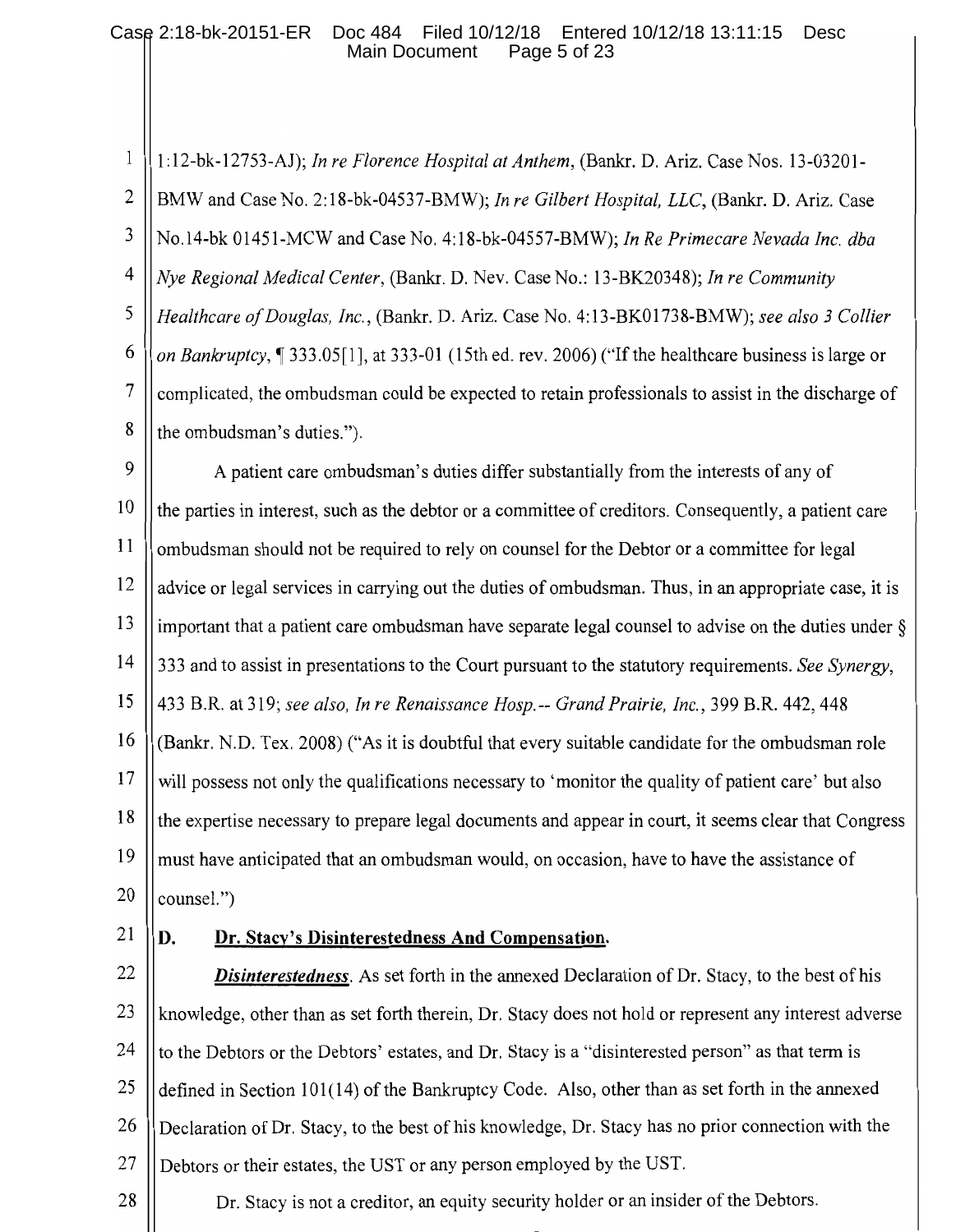1:12-bk-12753-AJ); *In re Florence Hospital at Anthem*, (Bankr. D. Ariz. Case Nos. 13-03201-BMW and Case No. 2:18-bk-04537-BMW); *In re Gilbert Hospital, LLC*, (Bankr. D. Ariz. Case No.14-bk 01451-MCW and Case No. 4:18-bk-04557-BMW); *In Re Primecare Nevada Inc. dba Nye Regional Medical Center*, (Bankr. D. Nev. Case No.: 13-BK20348); *In re Community Healthcare of Douglas, Inc.*, (Bankr. D. Ariz. Case No. 4:13-BK01738-BMW); *see also 3 Collier on Bankruptcy*, ¶ 333.05[1], at 333-01 (15th ed. rev. 2006) ("If the healthcare business is large or complicated, the ombudsman could be expected to retain professionals to assist in the discharge of the ombudsman's duties.").

A patient care ombudsman's duties differ substantially from the interests of any of the parties in interest, such as the debtor or a committee of creditors. Consequently, a patient care ombudsman should not be required to rely on counsel for the Debtor or a committee for legal advice or legal services in carrying out the duties of ombudsman. Thus, in an appropriate case, it is important that a patient care ombudsman have separate legal counsel to advise on the duties under § 333 and to assist in presentations to the Court pursuant to the statutory requirements. *See Synergy*, 433 B.R. at 319; *see also, In re Renaissance Hosp.-- Grand Prairie, Inc.*, 399 B.R. 442, 448 (Bankr. N.D. Tex. 2008) ("As it is doubtful that every suitable candidate for the ombudsman role will possess not only the qualifications necessary to 'monitor the quality of patient care' but also the expertise necessary to prepare legal documents and appear in court, it seems clear that Congress must have anticipated that an ombudsman would, on occasion, have to have the assistance of counsel.")

## D. Dr. Stacy's Disinterestedness And Compensation.

***Disinterestedness***. As set forth in the annexed Declaration of Dr. Stacy, to the best of his knowledge, other than as set forth therein, Dr. Stacy does not hold or represent any interest adverse to the Debtors or the Debtors' estates, and Dr. Stacy is a "disinterested person" as that term is defined in Section 101(14) of the Bankruptcy Code. Also, other than as set forth in the annexed Declaration of Dr. Stacy, to the best of his knowledge, Dr. Stacy has no prior connection with the Debtors or their estates, the UST or any person employed by the UST.

Dr. Stacy is not a creditor, an equity security holder or an insider of the Debtors.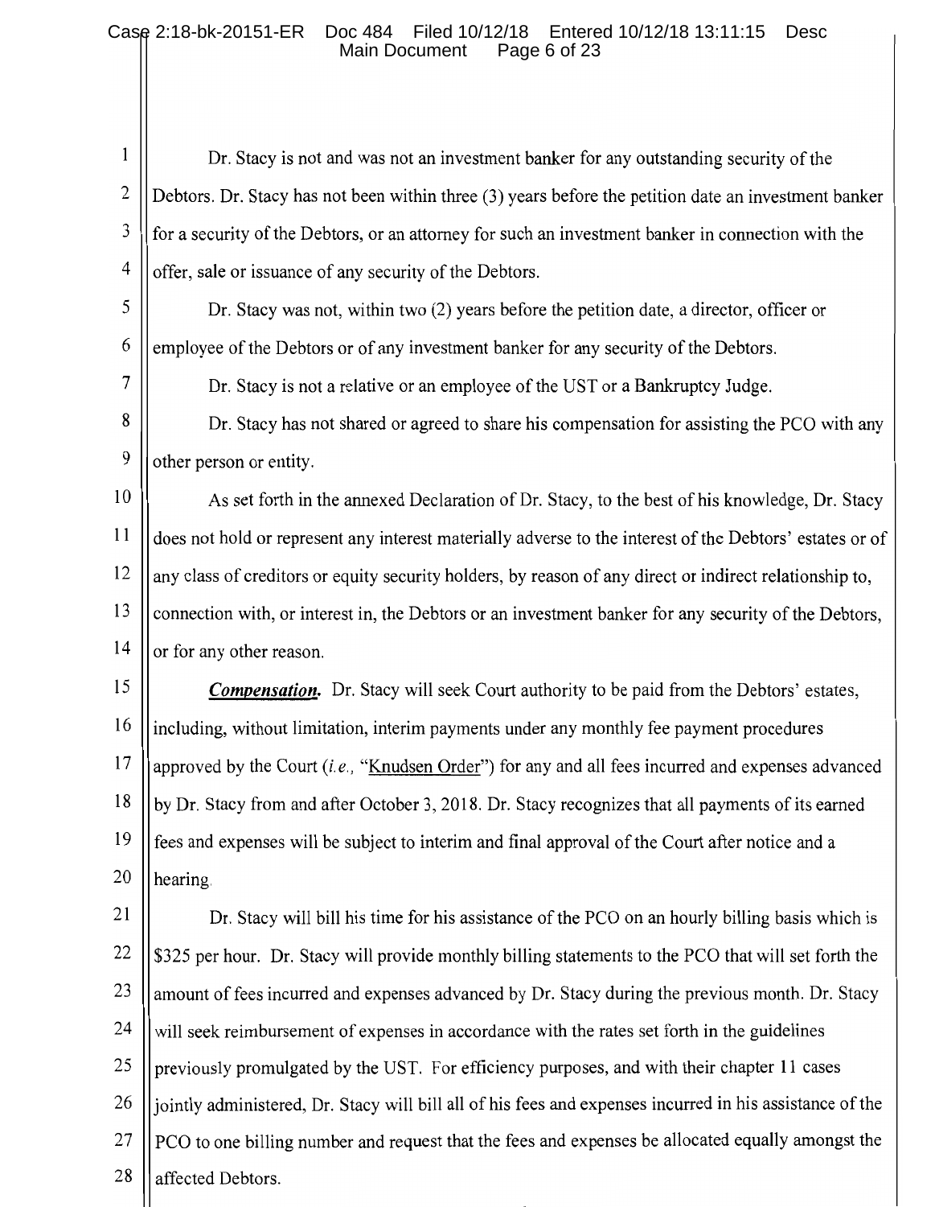Dr. Stacy is not and was not an investment banker for any outstanding security of the Debtors. Dr. Stacy has not been within three (3) years before the petition date an investment banker for a security of the Debtors, or an attorney for such an investment banker in connection with the offer, sale or issuance of any security of the Debtors.

Dr. Stacy was not, within two (2) years before the petition date, a director, officer or employee of the Debtors or of any investment banker for any security of the Debtors.

Dr. Stacy is not a relative or an employee of the UST or a Bankruptcy Judge.

Dr. Stacy has not shared or agreed to share his compensation for assisting the PCO with any other person or entity.

As set forth in the annexed Declaration of Dr. Stacy, to the best of his knowledge, Dr. Stacy does not hold or represent any interest materially adverse to the interest of the Debtors' estates or of any class of creditors or equity security holders, by reason of any direct or indirect relationship to, connection with, or interest in, the Debtors or an investment banker for any security of the Debtors, or for any other reason.

***Compensation.*** Dr. Stacy will seek Court authority to be paid from the Debtors' estates, including, without limitation, interim payments under any monthly fee payment procedures approved by the Court (*i.e.*, "Knudsen Order") for any and all fees incurred and expenses advanced by Dr. Stacy from and after October 3, 2018. Dr. Stacy recognizes that all payments of its earned fees and expenses will be subject to interim and final approval of the Court after notice and a hearing.

Dr. Stacy will bill his time for his assistance of the PCO on an hourly billing basis which is $325 per hour. Dr. Stacy will provide monthly billing statements to the PCO that will set forth the amount of fees incurred and expenses advanced by Dr. Stacy during the previous month. Dr. Stacy will seek reimbursement of expenses in accordance with the rates set forth in the guidelines previously promulgated by the UST. For efficiency purposes, and with their chapter 11 cases jointly administered, Dr. Stacy will bill all of his fees and expenses incurred in his assistance of the PCO to one billing number and request that the fees and expenses be allocated equally amongst the affected Debtors.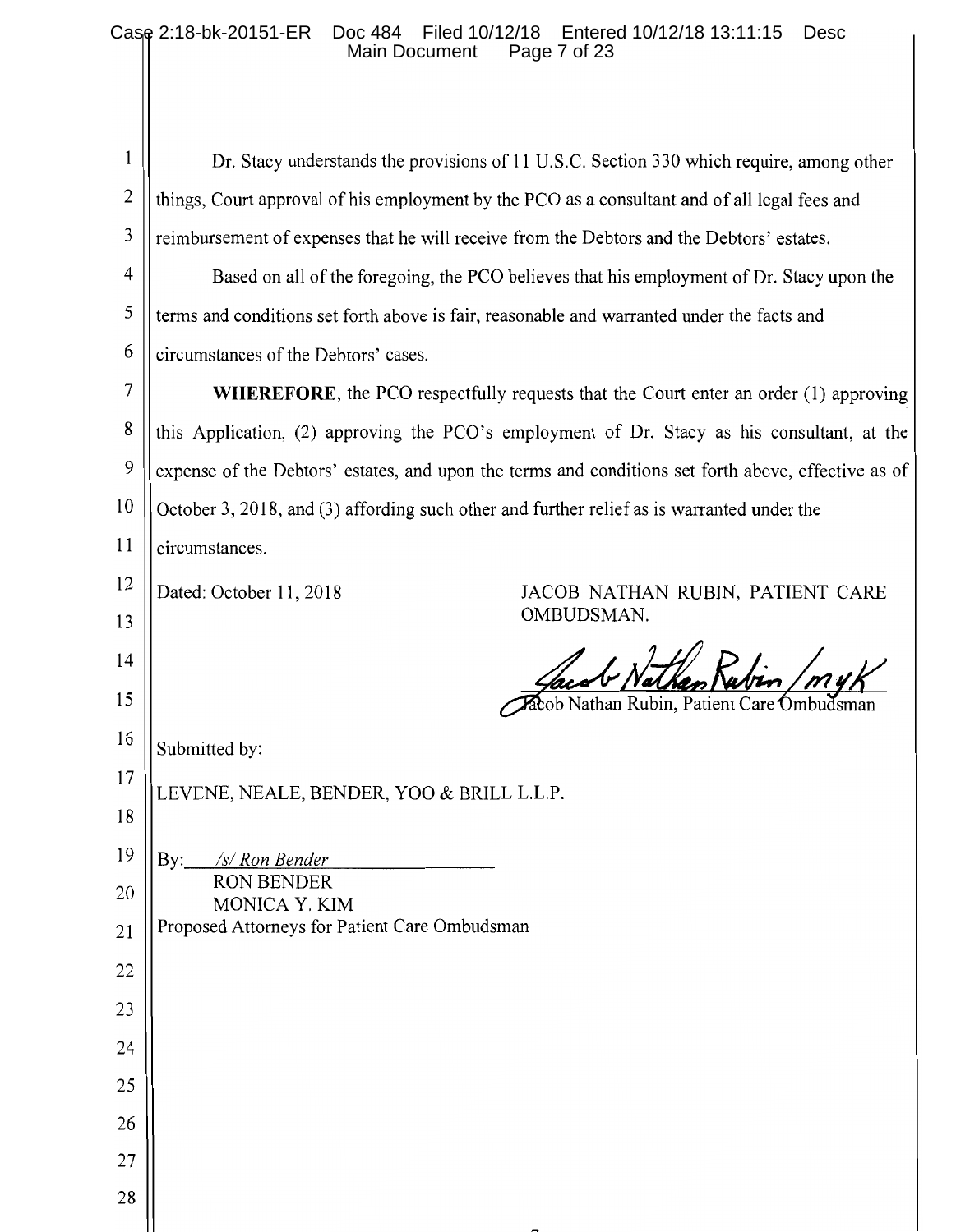Dr. Stacy understands the provisions of 11 U.S.C. Section 330 which require, among other things, Court approval of his employment by the PCO as a consultant and of all legal fees and reimbursement of expenses that he will receive from the Debtors and the Debtors' estates.

Based on all of the foregoing, the PCO believes that his employment of Dr. Stacy upon the terms and conditions set forth above is fair, reasonable and warranted under the facts and circumstances of the Debtors' cases.

**WHEREFORE**, the PCO respectfully requests that the Court enter an order (1) approving this Application, (2) approving the PCO's employment of Dr. Stacy as his consultant, at the expense of the Debtors' estates, and upon the terms and conditions set forth above, effective as of October 3, 2018, and (3) affording such other and further relief as is warranted under the circumstances.

Dated: October 11, 2018

JACOB NATHAN RUBIN, PATIENT CARE OMBUDSMAN.

Jacob Nathan Rubin /myk

Jacob Nathan Rubin, Patient Care Ombudsman

Submitted by:

LEVENE, NEALE, BENDER, YOO & BRILL L.L.P.

By: */s/ Ron Bender*
RON BENDER
MONICA Y. KIM
Proposed Attorneys for Patient Care Ombudsman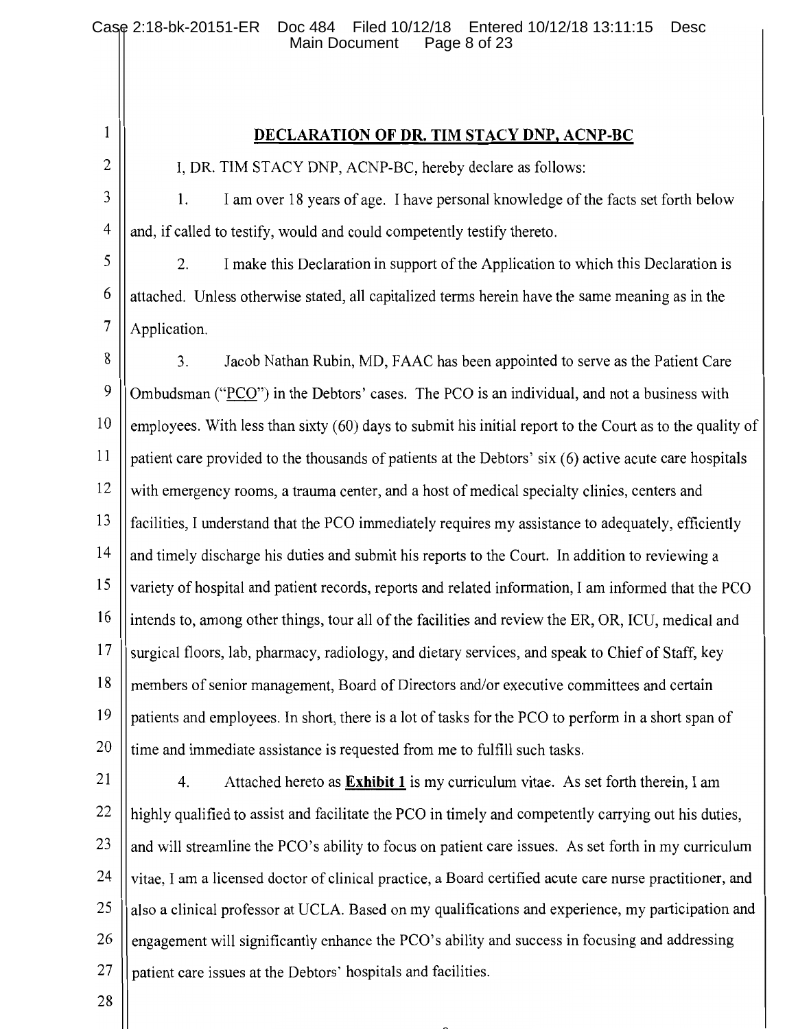## DECLARATION OF DR. TIM STACY DNP, ACNP-BC

I, DR. TIM STACY DNP, ACNP-BC, hereby declare as follows:

1. I am over 18 years of age. I have personal knowledge of the facts set forth below and, if called to testify, would and could competently testify thereto.

2. I make this Declaration in support of the Application to which this Declaration is attached. Unless otherwise stated, all capitalized terms herein have the same meaning as in the Application.

3. Jacob Nathan Rubin, MD, FAAC has been appointed to serve as the Patient Care Ombudsman ("PCO") in the Debtors' cases. The PCO is an individual, and not a business with employees. With less than sixty (60) days to submit his initial report to the Court as to the quality of patient care provided to the thousands of patients at the Debtors' six (6) active acute care hospitals with emergency rooms, a trauma center, and a host of medical specialty clinics, centers and facilities, I understand that the PCO immediately requires my assistance to adequately, efficiently and timely discharge his duties and submit his reports to the Court. In addition to reviewing a variety of hospital and patient records, reports and related information, I am informed that the PCO intends to, among other things, tour all of the facilities and review the ER, OR, ICU, medical and surgical floors, lab, pharmacy, radiology, and dietary services, and speak to Chief of Staff, key members of senior management, Board of Directors and/or executive committees and certain patients and employees. In short, there is a lot of tasks for the PCO to perform in a short span of time and immediate assistance is requested from me to fulfill such tasks.

4. Attached hereto as **Exhibit 1** is my curriculum vitae. As set forth therein, I am highly qualified to assist and facilitate the PCO in timely and competently carrying out his duties, and will streamline the PCO's ability to focus on patient care issues. As set forth in my curriculum vitae, I am a licensed doctor of clinical practice, a Board certified acute care nurse practitioner, and also a clinical professor at UCLA. Based on my qualifications and experience, my participation and engagement will significantly enhance the PCO's ability and success in focusing and addressing patient care issues at the Debtors' hospitals and facilities.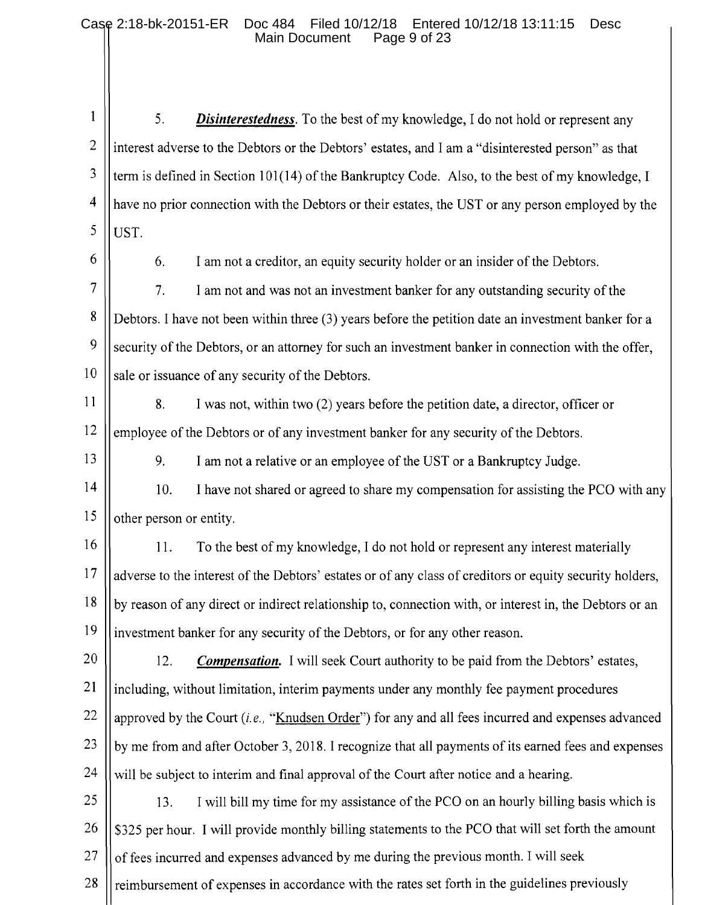5. ***Disinterestedness***. To the best of my knowledge, I do not hold or represent any interest adverse to the Debtors or the Debtors' estates, and I am a "disinterested person" as that term is defined in Section 101(14) of the Bankruptcy Code. Also, to the best of my knowledge, I have no prior connection with the Debtors or their estates, the UST or any person employed by the UST.

6. I am not a creditor, an equity security holder or an insider of the Debtors.

7. I am not and was not an investment banker for any outstanding security of the Debtors. I have not been within three (3) years before the petition date an investment banker for a security of the Debtors, or an attorney for such an investment banker in connection with the offer, sale or issuance of any security of the Debtors.

8. I was not, within two (2) years before the petition date, a director, officer or employee of the Debtors or of any investment banker for any security of the Debtors.

9. I am not a relative or an employee of the UST or a Bankruptcy Judge.

10. I have not shared or agreed to share my compensation for assisting the PCO with any other person or entity.

11. To the best of my knowledge, I do not hold or represent any interest materially adverse to the interest of the Debtors' estates or of any class of creditors or equity security holders, by reason of any direct or indirect relationship to, connection with, or interest in, the Debtors or an investment banker for any security of the Debtors, or for any other reason.

12. ***Compensation.*** I will seek Court authority to be paid from the Debtors' estates, including, without limitation, interim payments under any monthly fee payment procedures approved by the Court (*i.e.*, "Knudsen Order") for any and all fees incurred and expenses advanced by me from and after October 3, 2018. I recognize that all payments of its earned fees and expenses will be subject to interim and final approval of the Court after notice and a hearing.

13. I will bill my time for my assistance of the PCO on an hourly billing basis which is $325 per hour. I will provide monthly billing statements to the PCO that will set forth the amount of fees incurred and expenses advanced by me during the previous month. I will seek reimbursement of expenses in accordance with the rates set forth in the guidelines previously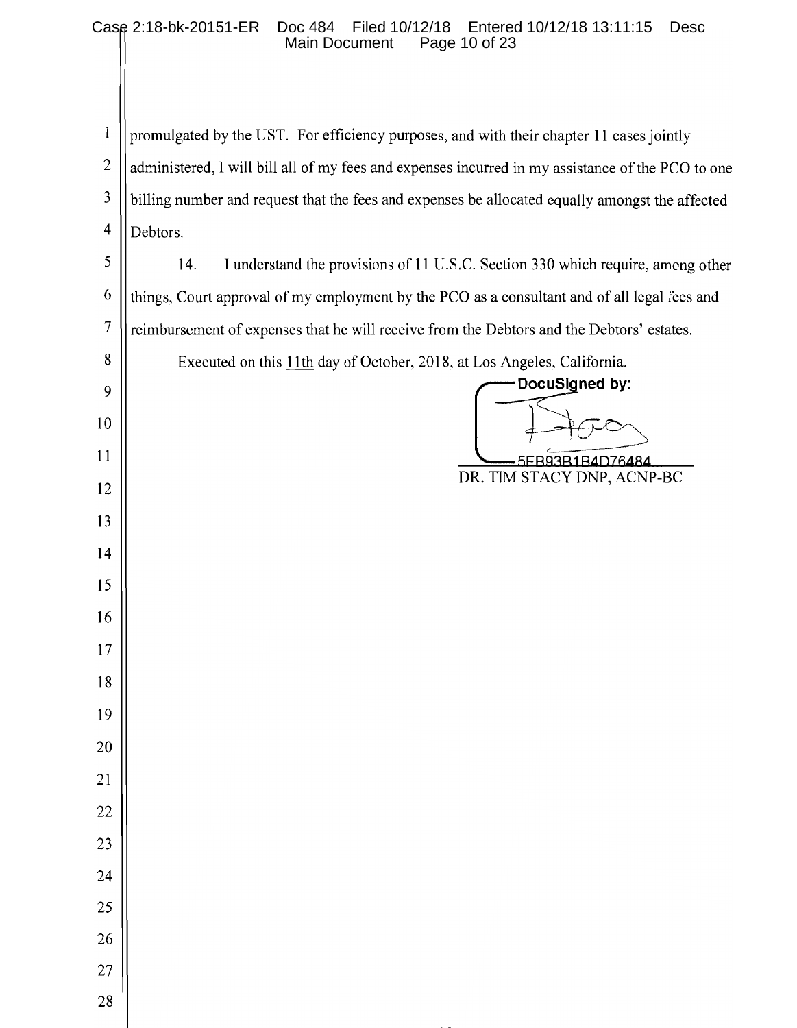promulgated by the UST. For efficiency purposes, and with their chapter 11 cases jointly administered, I will bill all of my fees and expenses incurred in my assistance of the PCO to one billing number and request that the fees and expenses be allocated equally amongst the affected Debtors.

14. I understand the provisions of 11 U.S.C. Section 330 which require, among other things, Court approval of my employment by the PCO as a consultant and of all legal fees and reimbursement of expenses that he will receive from the Debtors and the Debtors' estates.

Executed on this 11th day of October, 2018, at Los Angeles, California.

DocuSigned by:

5FB93B1B4D76484...

DR. TIM STACY DNP, ACNP-BC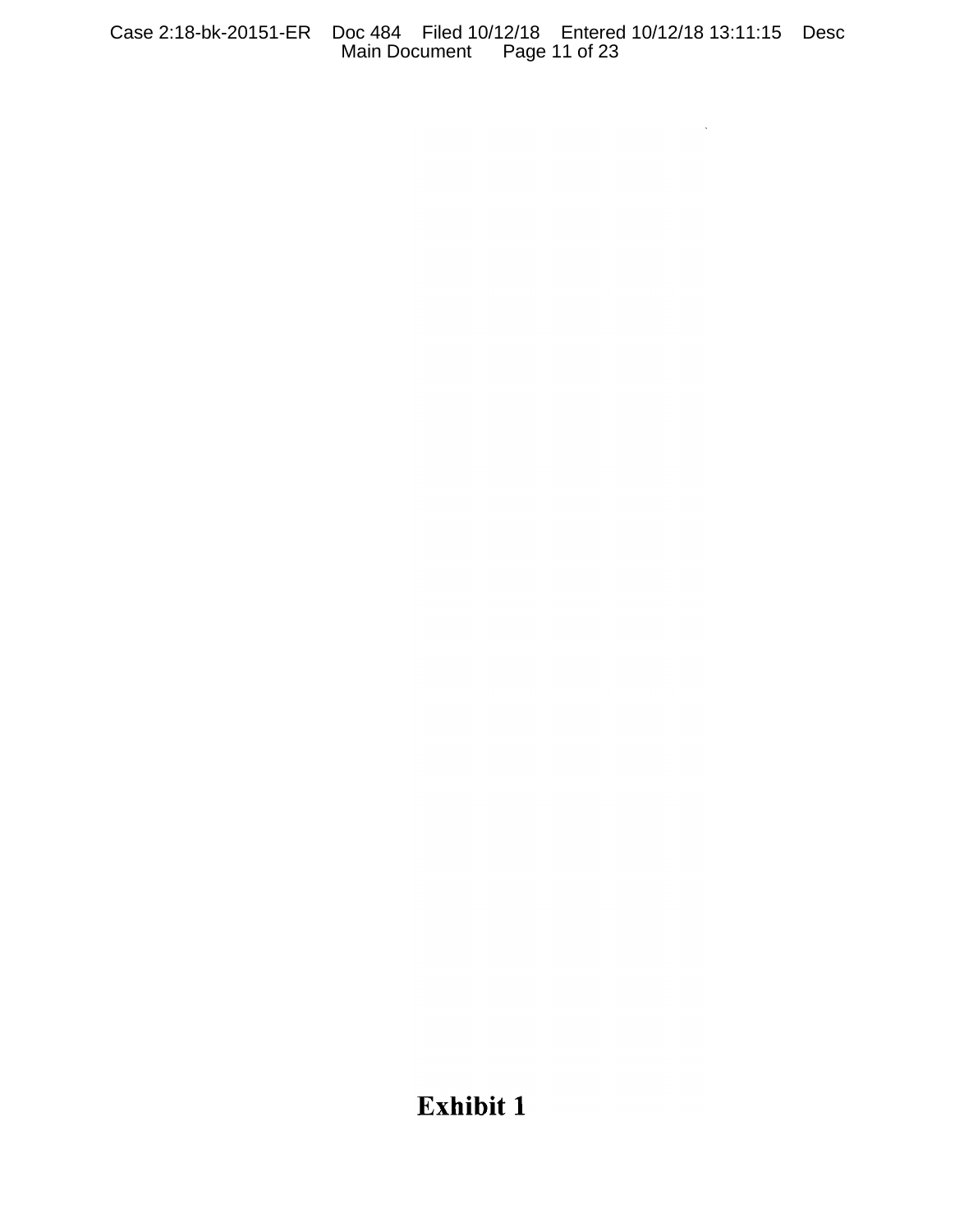# Exhibit 1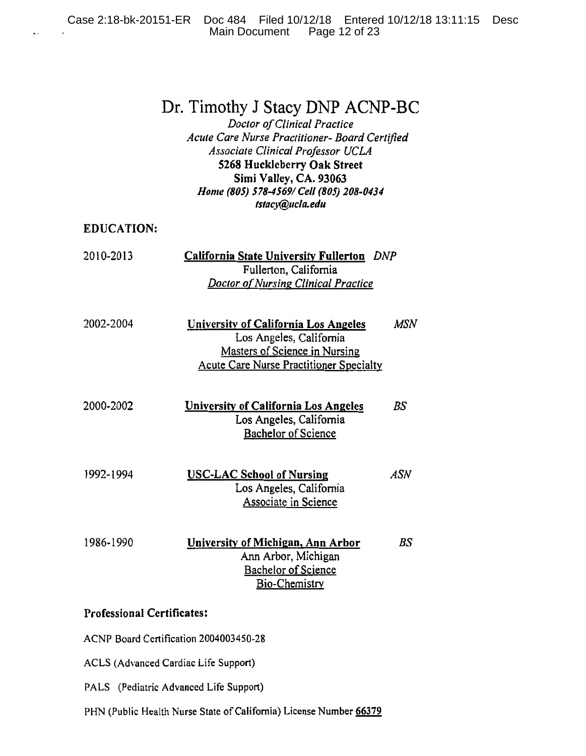# Dr. Timothy J Stacy DNP ACNP-BC

*Doctor of Clinical Practice*
*Acute Care Nurse Practitioner- Board Certified*
*Associate Clinical Professor UCLA*
**5268 Huckleberry Oak Street**
**Simi Valley, CA. 93063**
***Home (805) 578-4569/ Cell (805) 208-0434***
***tstacy@ucla.edu***

## EDUCATION:

2010-2013 **California State University Fullerton** *DNP*
Fullerton, California
*Doctor of Nursing Clinical Practice*

2002-2004 **University of California Los Angeles** *MSN*
Los Angeles, California
Masters of Science in Nursing
Acute Care Nurse Practitioner Specialty

2000-2002 **University of California Los Angeles** *BS*
Los Angeles, California
Bachelor of Science

1992-1994 **USC-LAC School of Nursing** *ASN*
Los Angeles, California
Associate in Science

1986-1990 **University of Michigan, Ann Arbor** *BS*
Ann Arbor, Michigan
Bachelor of Science
Bio-Chemistry

### Professional Certificates:

ACNP Board Certification 2004003450-28

ACLS (Advanced Cardiac Life Support)

PALS (Pediatric Advanced Life Support)

PHN (Public Health Nurse State of California) License Number **66379**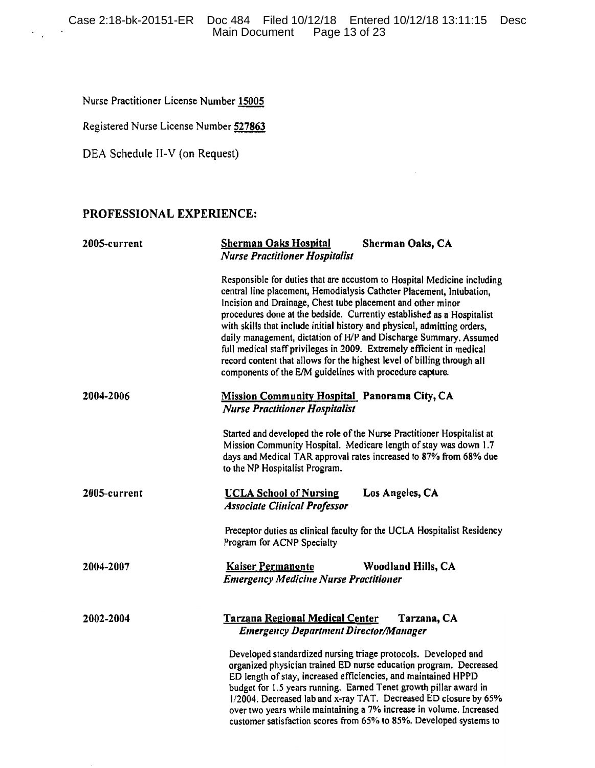Nurse Practitioner License Number **15005**

Registered Nurse License Number **527863**

DEA Schedule II-V (on Request)

## PROFESSIONAL EXPERIENCE:

**2005-current** — **Sherman Oaks Hospital** — **Sherman Oaks, CA**
***Nurse Practitioner Hospitalist***

Responsible for duties that are accustom to Hospital Medicine including central line placement, Hemodialysis Catheter Placement, Intubation, Incision and Drainage, Chest tube placement and other minor procedures done at the bedside. Currently established as a Hospitalist with skills that include initial history and physical, admitting orders, daily management, dictation of H/P and Discharge Summary. Assumed full medical staff privileges in 2009. Extremely efficient in medical record content that allows for the highest level of billing through all components of the E/M guidelines with procedure capture.

**2004-2006** — **Mission Community Hospital** — **Panorama City, CA**
***Nurse Practitioner Hospitalist***

Started and developed the role of the Nurse Practitioner Hospitalist at Mission Community Hospital. Medicare length of stay was down 1.7 days and Medical TAR approval rates increased to 87% from 68% due to the NP Hospitalist Program.

**2005-current** — **UCLA School of Nursing** — **Los Angeles, CA**
***Associate Clinical Professor***

Preceptor duties as clinical faculty for the UCLA Hospitalist Residency Program for ACNP Specialty

**2004-2007** — **Kaiser Permanente** — **Woodland Hills, CA**
***Emergency Medicine Nurse Practitioner***

**2002-2004** — **Tarzana Regional Medical Center** — **Tarzana, CA**
***Emergency Department Director/Manager***

Developed standardized nursing triage protocols. Developed and organized physician trained ED nurse education program. Decreased ED length of stay, increased efficiencies, and maintained HPPD budget for 1.5 years running. Earned Tenet growth pillar award in 1/2004. Decreased lab and x-ray TAT. Decreased ED closure by 65% over two years while maintaining a 7% increase in volume. Increased customer satisfaction scores from 65% to 85%. Developed systems to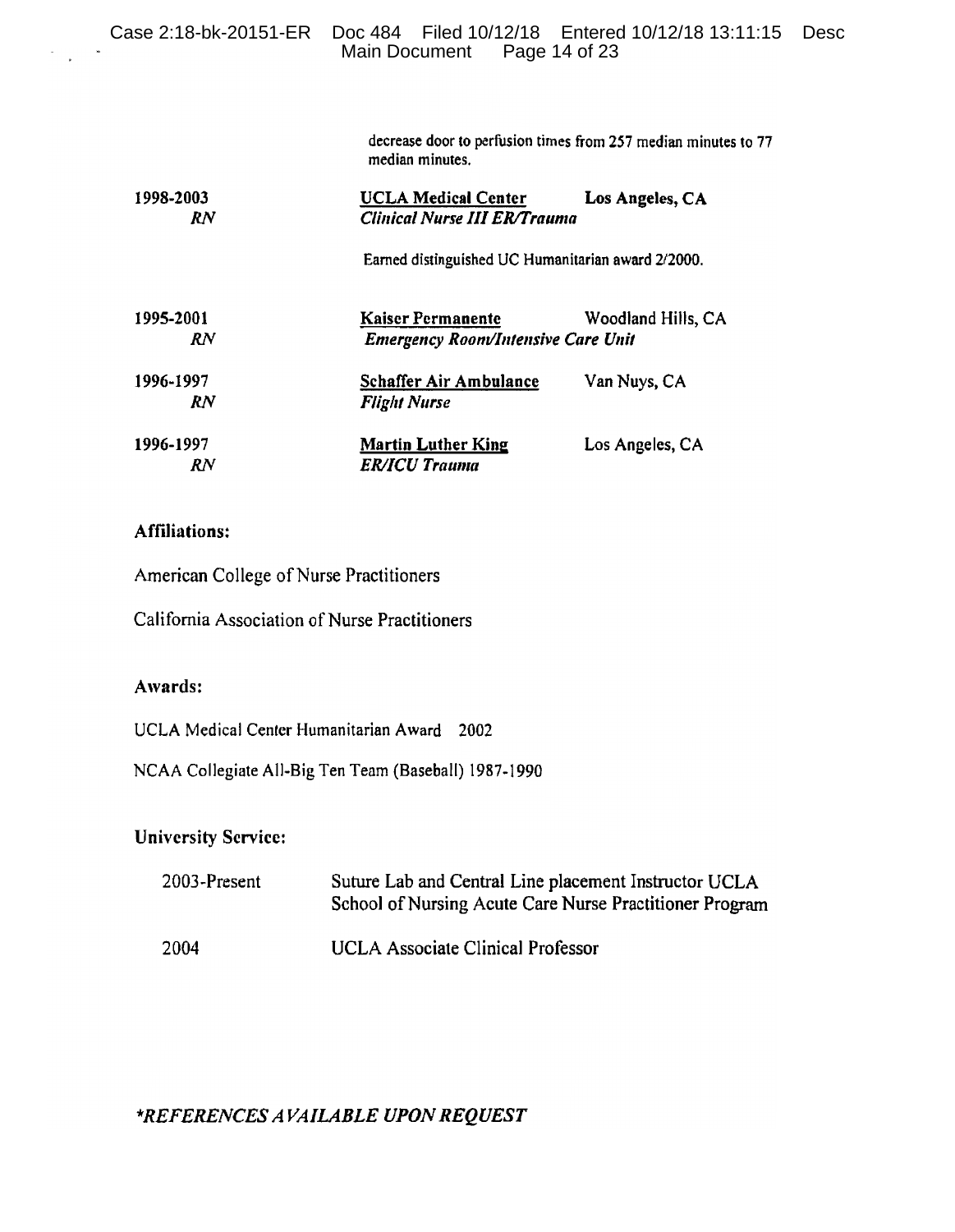decrease door to perfusion times from 257 median minutes to 77 median minutes.

**1998-2003** — **UCLA Medical Center** — **Los Angeles, CA**
***RN*** — ***Clinical Nurse III ER/Trauma***

Earned distinguished UC Humanitarian award 2/2000.

**1995-2001** — **Kaiser Permanente** — Woodland Hills, CA
***RN*** — ***Emergency Room/Intensive Care Unit***

**1996-1997** — **Schaffer Air Ambulance** — Van Nuys, CA
***RN*** — ***Flight Nurse***

**1996-1997** — **Martin Luther King** — Los Angeles, CA
***RN*** — ***ER/ICU Trauma***

**Affiliations:**

American College of Nurse Practitioners

California Association of Nurse Practitioners

**Awards:**

UCLA Medical Center Humanitarian Award 2002

NCAA Collegiate All-Big Ten Team (Baseball) 1987-1990

**University Service:**

2003-Present — Suture Lab and Central Line placement Instructor UCLA School of Nursing Acute Care Nurse Practitioner Program

2004 — UCLA Associate Clinical Professor

***REFERENCES AVAILABLE UPON REQUEST***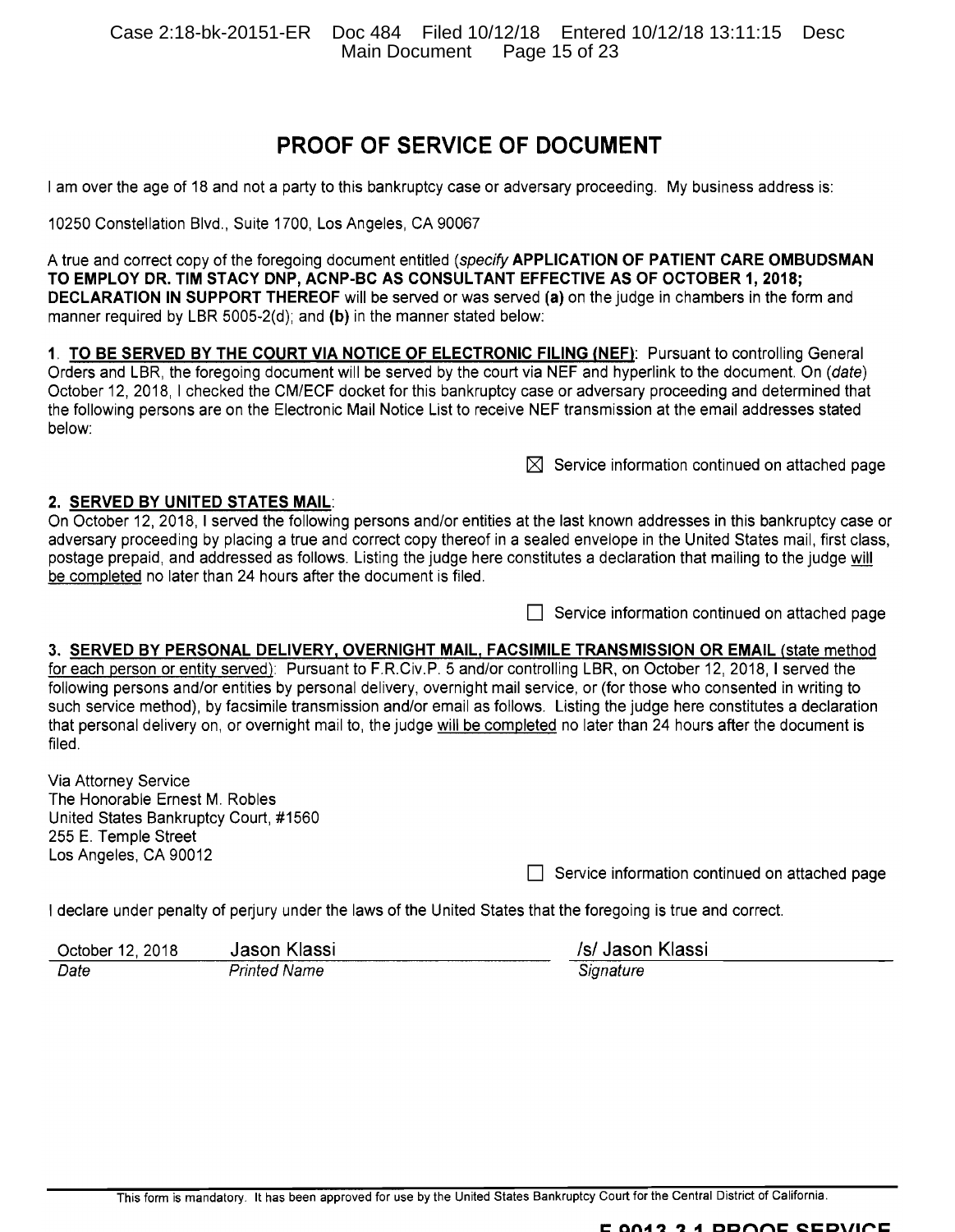## PROOF OF SERVICE OF DOCUMENT

I am over the age of 18 and not a party to this bankruptcy case or adversary proceeding. My business address is:

10250 Constellation Blvd., Suite 1700, Los Angeles, CA 90067

A true and correct copy of the foregoing document entitled (*specify* **APPLICATION OF PATIENT CARE OMBUDSMAN TO EMPLOY DR. TIM STACY DNP, ACNP-BC AS CONSULTANT EFFECTIVE AS OF OCTOBER 1, 2018; DECLARATION IN SUPPORT THEREOF** will be served or was served **(a)** on the judge in chambers in the form and manner required by LBR 5005-2(d); and **(b)** in the manner stated below:

**1. TO BE SERVED BY THE COURT VIA NOTICE OF ELECTRONIC FILING (NEF)**: Pursuant to controlling General Orders and LBR, the foregoing document will be served by the court via NEF and hyperlink to the document. On (*date*) October 12, 2018, I checked the CM/ECF docket for this bankruptcy case or adversary proceeding and determined that the following persons are on the Electronic Mail Notice List to receive NEF transmission at the email addresses stated below:

☒ Service information continued on attached page

**2. SERVED BY UNITED STATES MAIL**:
On October 12, 2018, I served the following persons and/or entities at the last known addresses in this bankruptcy case or adversary proceeding by placing a true and correct copy thereof in a sealed envelope in the United States mail, first class, postage prepaid, and addressed as follows. Listing the judge here constitutes a declaration that mailing to the judge will be completed no later than 24 hours after the document is filed.

☐ Service information continued on attached page

**3. SERVED BY PERSONAL DELIVERY, OVERNIGHT MAIL, FACSIMILE TRANSMISSION OR EMAIL** (state method for each person or entity served): Pursuant to F.R.Civ.P. 5 and/or controlling LBR, on October 12, 2018, I served the following persons and/or entities by personal delivery, overnight mail service, or (for those who consented in writing to such service method), by facsimile transmission and/or email as follows. Listing the judge here constitutes a declaration that personal delivery on, or overnight mail to, the judge will be completed no later than 24 hours after the document is filed.

Via Attorney Service
The Honorable Ernest M. Robles
United States Bankruptcy Court, #1560
255 E. Temple Street
Los Angeles, CA 90012

☐ Service information continued on attached page

I declare under penalty of perjury under the laws of the United States that the foregoing is true and correct.

| October 12, 2018 | Jason Klassi | /s/ Jason Klassi |
|---|---|---|
| *Date* | *Printed Name* | *Signature* |

This form is mandatory. It has been approved for use by the United States Bankruptcy Court for the Central District of California.

F 9013-3.1.PROOF.SERVICE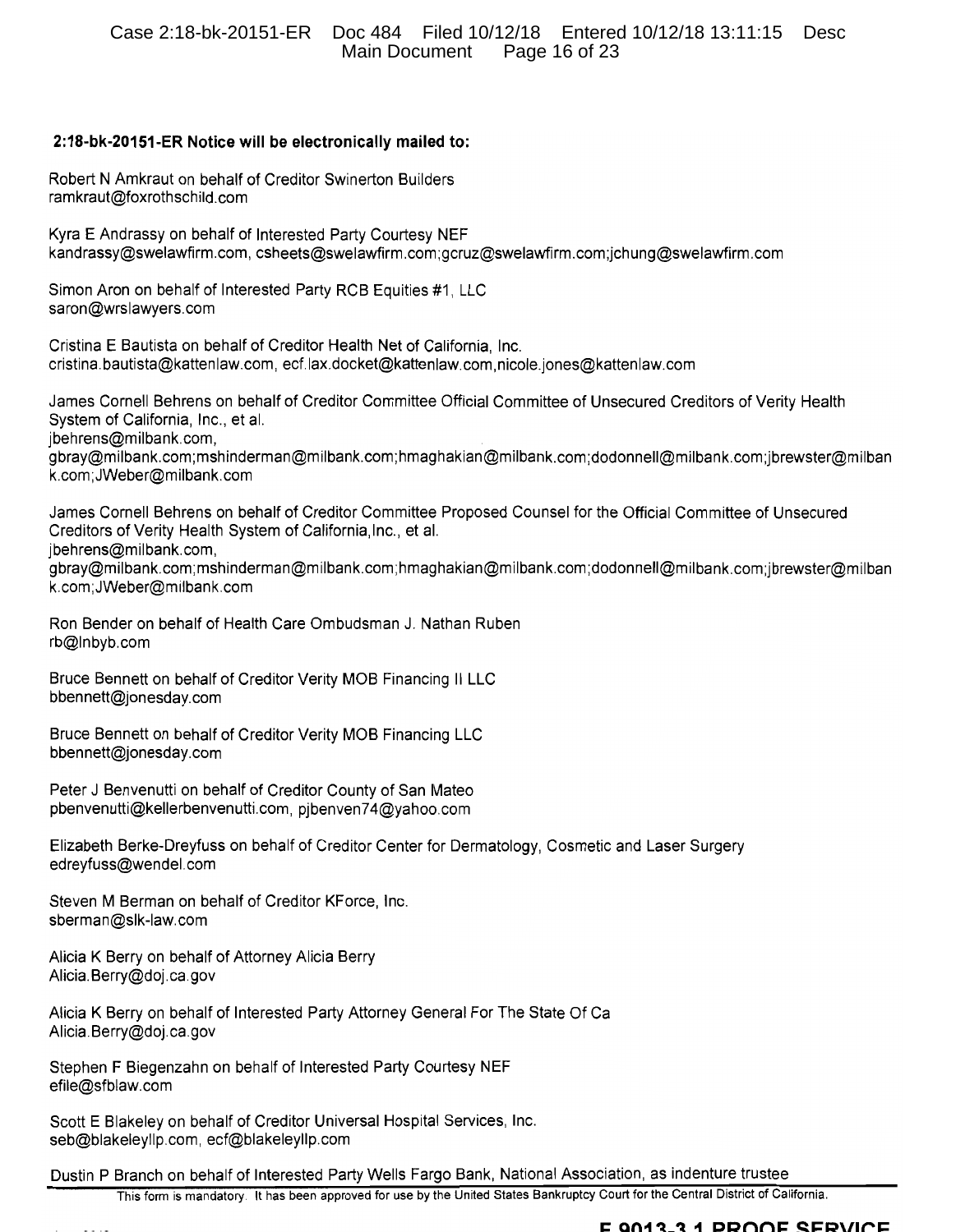**2:18-bk-20151-ER Notice will be electronically mailed to:**

Robert N Amkraut on behalf of Creditor Swinerton Builders
ramkraut@foxrothschild.com

Kyra E Andrassy on behalf of Interested Party Courtesy NEF
kandrassy@swelawfirm.com, csheets@swelawfirm.com;gcruz@swelawfirm.com;jchung@swelawfirm.com

Simon Aron on behalf of Interested Party RCB Equities #1, LLC
saron@wrslawyers.com

Cristina E Bautista on behalf of Creditor Health Net of California, Inc.
cristina.bautista@kattenlaw.com, ecf.lax.docket@kattenlaw.com,nicole.jones@kattenlaw.com

James Cornell Behrens on behalf of Creditor Committee Official Committee of Unsecured Creditors of Verity Health System of California, Inc., et al.
jbehrens@milbank.com,
gbray@milbank.com;mshinderman@milbank.com;hmaghakian@milbank.com;dodonnell@milbank.com;jbrewster@milbank.com;JWeber@milbank.com

James Cornell Behrens on behalf of Creditor Committee Proposed Counsel for the Official Committee of Unsecured Creditors of Verity Health System of California,Inc., et al.
jbehrens@milbank.com,
gbray@milbank.com;mshinderman@milbank.com;hmaghakian@milbank.com;dodonnell@milbank.com;jbrewster@milbank.com;JWeber@milbank.com

Ron Bender on behalf of Health Care Ombudsman J. Nathan Ruben
rb@lnbyb.com

Bruce Bennett on behalf of Creditor Verity MOB Financing II LLC
bbennett@jonesday.com

Bruce Bennett on behalf of Creditor Verity MOB Financing LLC
bbennett@jonesday.com

Peter J Benvenutti on behalf of Creditor County of San Mateo
pbenvenutti@kellerbenvenutti.com, pjbenven74@yahoo.com

Elizabeth Berke-Dreyfuss on behalf of Creditor Center for Dermatology, Cosmetic and Laser Surgery
edreyfuss@wendel.com

Steven M Berman on behalf of Creditor KForce, Inc.
sberman@slk-law.com

Alicia K Berry on behalf of Attorney Alicia Berry
Alicia.Berry@doj.ca.gov

Alicia K Berry on behalf of Interested Party Attorney General For The State Of Ca
Alicia.Berry@doj.ca.gov

Stephen F Biegenzahn on behalf of Interested Party Courtesy NEF
efile@sfblaw.com

Scott E Blakeley on behalf of Creditor Universal Hospital Services, Inc.
seb@blakeleyllp.com, ecf@blakeleyllp.com

Dustin P Branch on behalf of Interested Party Wells Fargo Bank, National Association, as indenture trustee

This form is mandatory. It has been approved for use by the United States Bankruptcy Court for the Central District of California.

F 9013-3.1.PROOF.SERVICE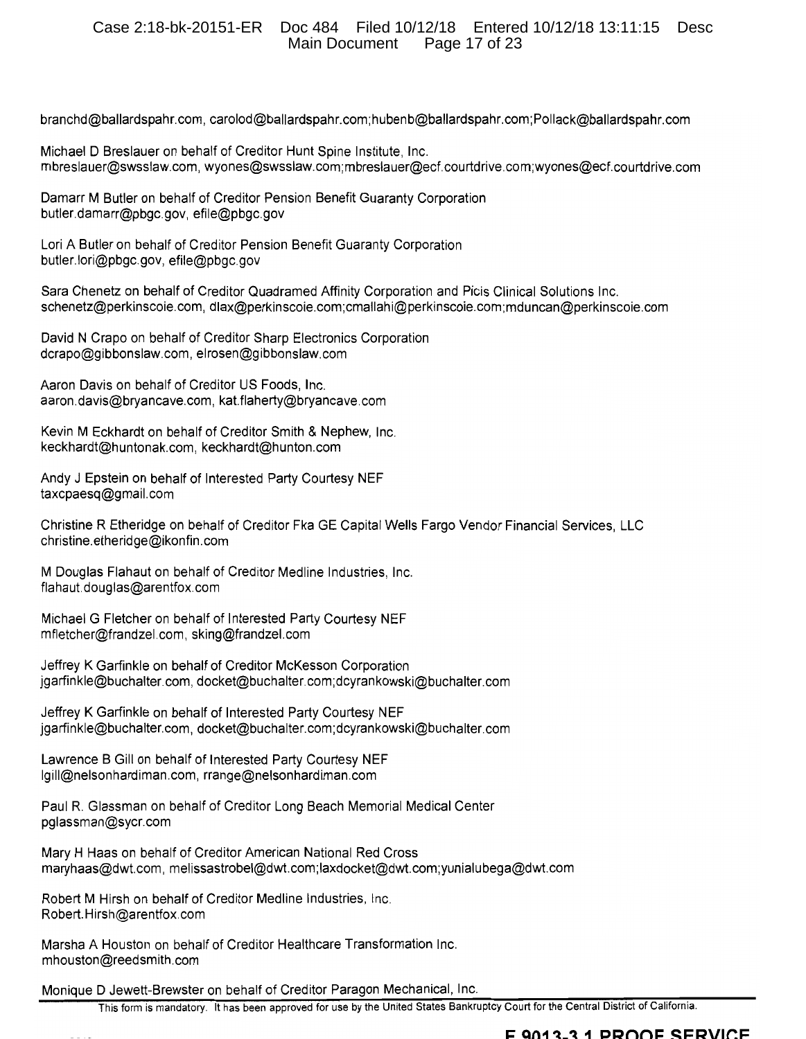branchd@ballardspahr.com, carolod@ballardspahr.com;hubenb@ballardspahr.com;Pollack@ballardspahr.com

Michael D Breslauer on behalf of Creditor Hunt Spine Institute, Inc.
mbreslauer@swsslaw.com, wyones@swsslaw.com;mbreslauer@ecf.courtdrive.com;wyones@ecf.courtdrive.com

Damarr M Butler on behalf of Creditor Pension Benefit Guaranty Corporation
butler.damarr@pbgc.gov, efile@pbgc.gov

Lori A Butler on behalf of Creditor Pension Benefit Guaranty Corporation
butler.lori@pbgc.gov, efile@pbgc.gov

Sara Chenetz on behalf of Creditor Quadramed Affinity Corporation and Picis Clinical Solutions Inc.
schenetz@perkinscoie.com, dlax@perkinscoie.com;cmallahi@perkinscoie.com;mduncan@perkinscoie.com

David N Crapo on behalf of Creditor Sharp Electronics Corporation
dcrapo@gibbonslaw.com, elrosen@gibbonslaw.com

Aaron Davis on behalf of Creditor US Foods, Inc.
aaron.davis@bryancave.com, kat.flaherty@bryancave.com

Kevin M Eckhardt on behalf of Creditor Smith & Nephew, Inc.
keckhardt@huntonak.com, keckhardt@hunton.com

Andy J Epstein on behalf of Interested Party Courtesy NEF
taxcpaesq@gmail.com

Christine R Etheridge on behalf of Creditor Fka GE Capital Wells Fargo Vendor Financial Services, LLC
christine.etheridge@ikonfin.com

M Douglas Flahaut on behalf of Creditor Medline Industries, Inc.
flahaut.douglas@arentfox.com

Michael G Fletcher on behalf of Interested Party Courtesy NEF
mfletcher@frandzel.com, sking@frandzel.com

Jeffrey K Garfinkle on behalf of Creditor McKesson Corporation
jgarfinkle@buchalter.com, docket@buchalter.com;dcyrankowski@buchalter.com

Jeffrey K Garfinkle on behalf of Interested Party Courtesy NEF
jgarfinkle@buchalter.com, docket@buchalter.com;dcyrankowski@buchalter.com

Lawrence B Gill on behalf of Interested Party Courtesy NEF
lgill@nelsonhardiman.com, rrange@nelsonhardiman.com

Paul R. Glassman on behalf of Creditor Long Beach Memorial Medical Center
pglassman@sycr.com

Mary H Haas on behalf of Creditor American National Red Cross
maryhaas@dwt.com, melissastrobel@dwt.com;laxdocket@dwt.com;yunialubega@dwt.com

Robert M Hirsh on behalf of Creditor Medline Industries, Inc.
Robert.Hirsh@arentfox.com

Marsha A Houston on behalf of Creditor Healthcare Transformation Inc.
mhouston@reedsmith.com

Monique D Jewett-Brewster on behalf of Creditor Paragon Mechanical, Inc.

This form is mandatory. It has been approved for use by the United States Bankruptcy Court for the Central District of California.

F 9013-3.1.PROOF.SERVICE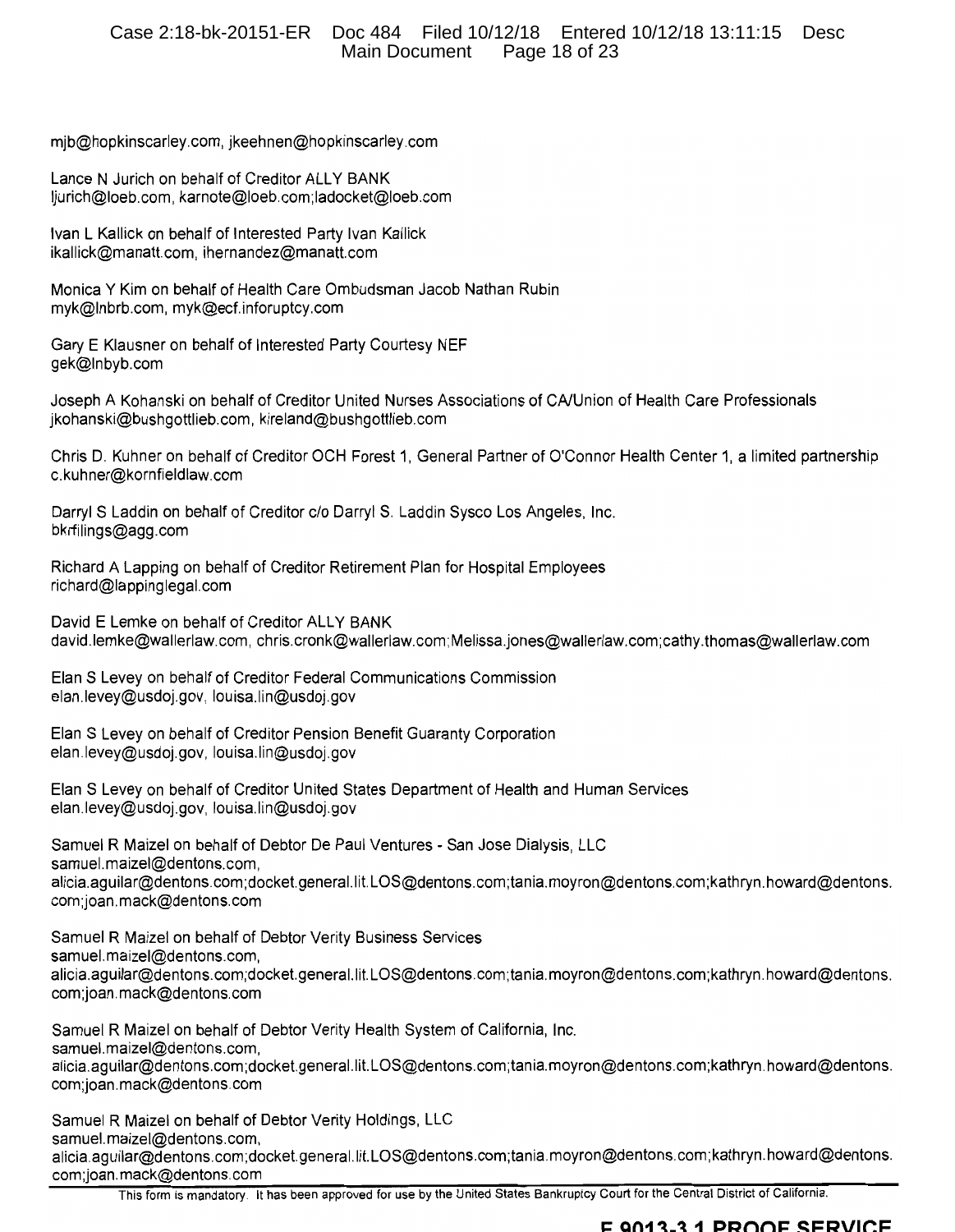mjb@hopkinscarley.com, jkeehnen@hopkinscarley.com

Lance N Jurich on behalf of Creditor ALLY BANK
ljurich@loeb.com, karnote@loeb.com;ladocket@loeb.com

Ivan L Kallick on behalf of Interested Party Ivan Kallick
ikallick@manatt.com, ihernandez@manatt.com

Monica Y Kim on behalf of Health Care Ombudsman Jacob Nathan Rubin
myk@lnbrb.com, myk@ecf.inforuptcy.com

Gary E Klausner on behalf of Interested Party Courtesy NEF
gek@lnbyb.com

Joseph A Kohanski on behalf of Creditor United Nurses Associations of CA/Union of Health Care Professionals
jkohanski@bushgottlieb.com, kireland@bushgottlieb.com

Chris D. Kuhner on behalf of Creditor OCH Forest 1, General Partner of O'Connor Health Center 1, a limited partnership
c.kuhner@kornfieldlaw.com

Darryl S Laddin on behalf of Creditor c/o Darryl S. Laddin Sysco Los Angeles, Inc.
bkrfilings@agg.com

Richard A Lapping on behalf of Creditor Retirement Plan for Hospital Employees
richard@lappinglegal.com

David E Lemke on behalf of Creditor ALLY BANK
david.lemke@wallerlaw.com, chris.cronk@wallerlaw.com;Melissa.jones@wallerlaw.com;cathy.thomas@wallerlaw.com

Elan S Levey on behalf of Creditor Federal Communications Commission
elan.levey@usdoj.gov, louisa.lin@usdoj.gov

Elan S Levey on behalf of Creditor Pension Benefit Guaranty Corporation
elan.levey@usdoj.gov, louisa.lin@usdoj.gov

Elan S Levey on behalf of Creditor United States Department of Health and Human Services
elan.levey@usdoj.gov, louisa.lin@usdoj.gov

Samuel R Maizel on behalf of Debtor De Paul Ventures - San Jose Dialysis, LLC
samuel.maizel@dentons.com,
alicia.aguilar@dentons.com;docket.general.lit.LOS@dentons.com;tania.moyron@dentons.com;kathryn.howard@dentons.com;joan.mack@dentons.com

Samuel R Maizel on behalf of Debtor Verity Business Services
samuel.maizel@dentons.com,
alicia.aguilar@dentons.com;docket.general.lit.LOS@dentons.com;tania.moyron@dentons.com;kathryn.howard@dentons.com;joan.mack@dentons.com

Samuel R Maizel on behalf of Debtor Verity Health System of California, Inc.
samuel.maizel@dentons.com,
alicia.aguilar@dentons.com;docket.general.lit.LOS@dentons.com;tania.moyron@dentons.com;kathryn.howard@dentons.com;joan.mack@dentons.com

Samuel R Maizel on behalf of Debtor Verity Holdings, LLC
samuel.maizel@dentons.com,
alicia.aguilar@dentons.com;docket.general.lit.LOS@dentons.com;tania.moyron@dentons.com;kathryn.howard@dentons.com;joan.mack@dentons.com

This form is mandatory. It has been approved for use by the United States Bankruptcy Court for the Central District of California.

**F 9013-3.1.PROOF.SERVICE**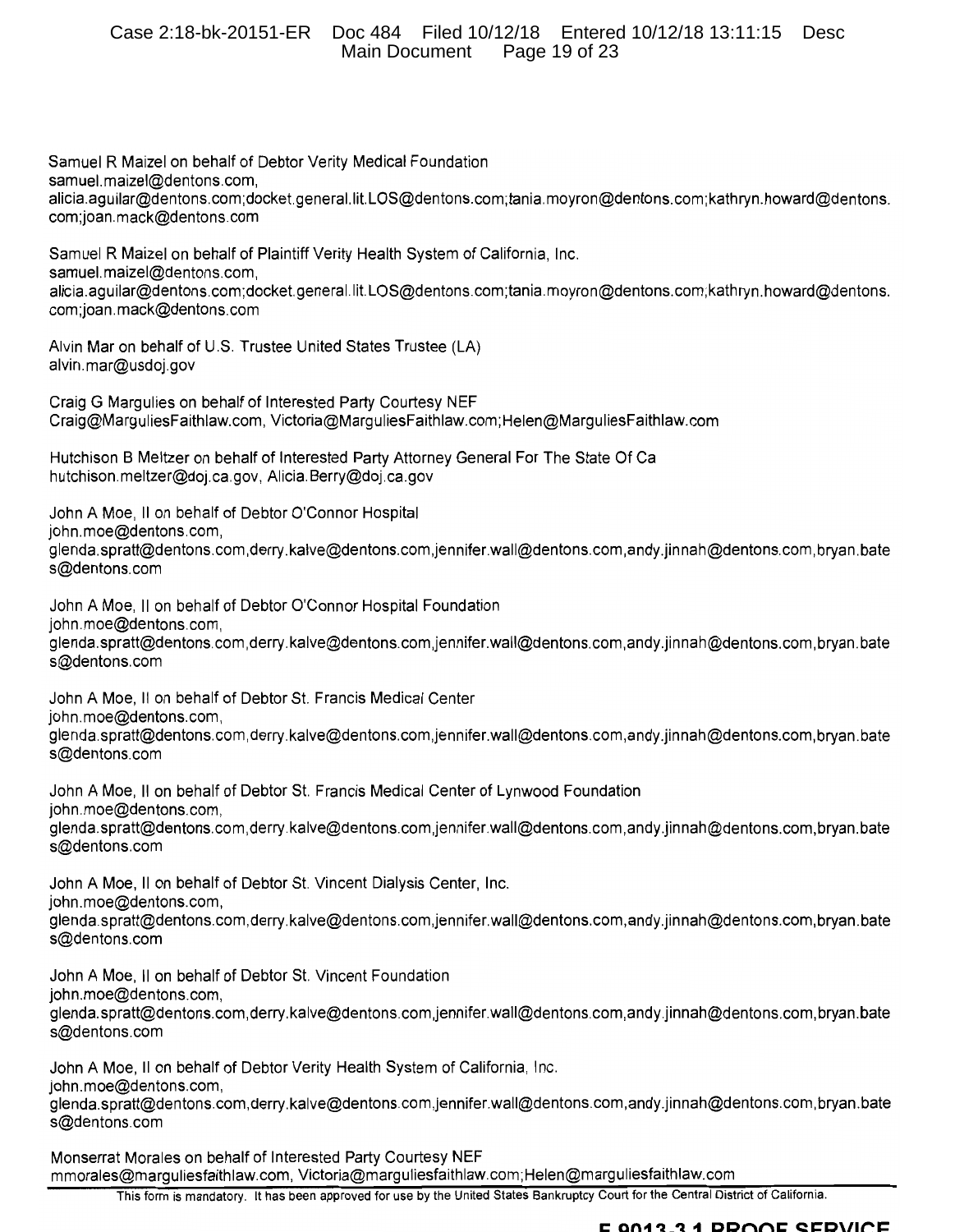Samuel R Maizel on behalf of Debtor Verity Medical Foundation
samuel.maizel@dentons.com,
alicia.aguilar@dentons.com;docket.general.lit.LOS@dentons.com;tania.moyron@dentons.com;kathryn.howard@dentons.com;joan.mack@dentons.com

Samuel R Maizel on behalf of Plaintiff Verity Health System of California, Inc.
samuel.maizel@dentons.com,
alicia.aguilar@dentons.com;docket.general.lit.LOS@dentons.com;tania.moyron@dentons.com;kathryn.howard@dentons.com;joan.mack@dentons.com

Alvin Mar on behalf of U.S. Trustee United States Trustee (LA)
alvin.mar@usdoj.gov

Craig G Margulies on behalf of Interested Party Courtesy NEF
Craig@MarguliesFaithlaw.com, Victoria@MarguliesFaithlaw.com;Helen@MarguliesFaithlaw.com

Hutchison B Meltzer on behalf of Interested Party Attorney General For The State Of Ca
hutchison.meltzer@doj.ca.gov, Alicia.Berry@doj.ca.gov

John A Moe, II on behalf of Debtor O'Connor Hospital
john.moe@dentons.com,
glenda.spratt@dentons.com,derry.kalve@dentons.com,jennifer.wall@dentons.com,andy.jinnah@dentons.com,bryan.bates@dentons.com

John A Moe, II on behalf of Debtor O'Connor Hospital Foundation
john.moe@dentons.com,
glenda.spratt@dentons.com,derry.kalve@dentons.com,jennifer.wall@dentons.com,andy.jinnah@dentons.com,bryan.bates@dentons.com

John A Moe, II on behalf of Debtor St. Francis Medical Center
john.moe@dentons.com,
glenda.spratt@dentons.com,derry.kalve@dentons.com,jennifer.wall@dentons.com,andy.jinnah@dentons.com,bryan.bates@dentons.com

John A Moe, II on behalf of Debtor St. Francis Medical Center of Lynwood Foundation
john.moe@dentons.com,
glenda.spratt@dentons.com,derry.kalve@dentons.com,jennifer.wall@dentons.com,andy.jinnah@dentons.com,bryan.bates@dentons.com

John A Moe, II on behalf of Debtor St. Vincent Dialysis Center, Inc.
john.moe@dentons.com,
glenda.spratt@dentons.com,derry.kalve@dentons.com,jennifer.wall@dentons.com,andy.jinnah@dentons.com,bryan.bates@dentons.com

John A Moe, II on behalf of Debtor St. Vincent Foundation
john.moe@dentons.com,
glenda.spratt@dentons.com,derry.kalve@dentons.com,jennifer.wall@dentons.com,andy.jinnah@dentons.com,bryan.bates@dentons.com

John A Moe, II on behalf of Debtor Verity Health System of California, Inc.
john.moe@dentons.com,
glenda.spratt@dentons.com,derry.kalve@dentons.com,jennifer.wall@dentons.com,andy.jinnah@dentons.com,bryan.bates@dentons.com

Monserrat Morales on behalf of Interested Party Courtesy NEF
mmorales@marguliesfaithlaw.com, Victoria@marguliesfaithlaw.com;Helen@marguliesfaithlaw.com

This form is mandatory. It has been approved for use by the United States Bankruptcy Court for the Central District of California.

F 9013-3.1.PROOF.SERVICE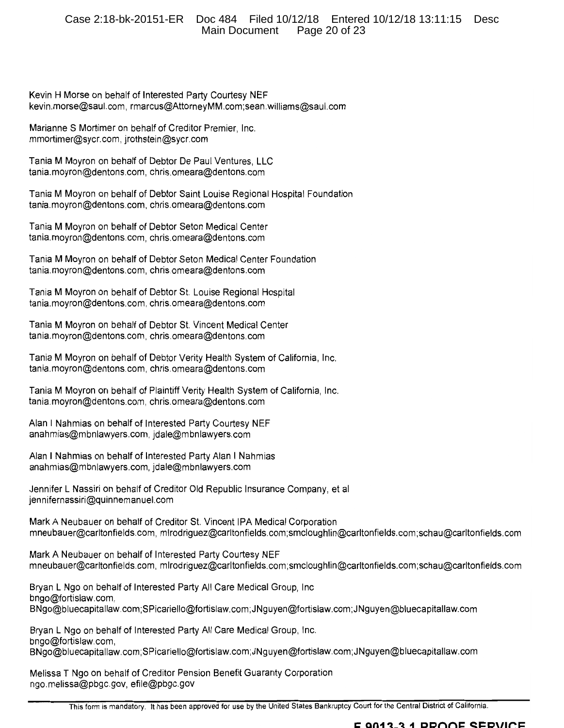Kevin H Morse on behalf of Interested Party Courtesy NEF
kevin.morse@saul.com, rmarcus@AttorneyMM.com;sean.williams@saul.com

Marianne S Mortimer on behalf of Creditor Premier, Inc.
mmortimer@sycr.com, jrothstein@sycr.com

Tania M Moyron on behalf of Debtor De Paul Ventures, LLC
tania.moyron@dentons.com, chris.omeara@dentons.com

Tania M Moyron on behalf of Debtor Saint Louise Regional Hospital Foundation
tania.moyron@dentons.com, chris.omeara@dentons.com

Tania M Moyron on behalf of Debtor Seton Medical Center
tania.moyron@dentons.com, chris.omeara@dentons.com

Tania M Moyron on behalf of Debtor Seton Medical Center Foundation
tania.moyron@dentons.com, chris.omeara@dentons.com

Tania M Moyron on behalf of Debtor St. Louise Regional Hospital
tania.moyron@dentons.com, chris.omeara@dentons.com

Tania M Moyron on behalf of Debtor St. Vincent Medical Center
tania.moyron@dentons.com, chris.omeara@dentons.com

Tania M Moyron on behalf of Debtor Verity Health System of California, Inc.
tania.moyron@dentons.com, chris.omeara@dentons.com

Tania M Moyron on behalf of Plaintiff Verity Health System of California, Inc.
tania.moyron@dentons.com, chris.omeara@dentons.com

Alan I Nahmias on behalf of Interested Party Courtesy NEF
anahmias@mbnlawyers.com, jdale@mbnlawyers.com

Alan I Nahmias on behalf of Interested Party Alan I Nahmias
anahmias@mbnlawyers.com, jdale@mbnlawyers.com

Jennifer L Nassiri on behalf of Creditor Old Republic Insurance Company, et al
jennifernassiri@quinnemanuel.com

Mark A Neubauer on behalf of Creditor St. Vincent IPA Medical Corporation
mneubauer@carltonfields.com, mlrodriguez@carltonfields.com;smcloughlin@carltonfields.com;schau@carltonfields.com

Mark A Neubauer on behalf of Interested Party Courtesy NEF
mneubauer@carltonfields.com, mlrodriguez@carltonfields.com;smcloughlin@carltonfields.com;schau@carltonfields.com

Bryan L Ngo on behalf of Interested Party All Care Medical Group, Inc
bngo@fortislaw.com,
BNgo@bluecapitallaw.com;SPicariello@fortislaw.com;JNguyen@fortislaw.com;JNguyen@bluecapitallaw.com

Bryan L Ngo on behalf of Interested Party All Care Medical Group, Inc.
bngo@fortislaw.com,
BNgo@bluecapitallaw.com;SPicariello@fortislaw.com;JNguyen@fortislaw.com;JNguyen@bluecapitallaw.com

Melissa T Ngo on behalf of Creditor Pension Benefit Guaranty Corporation
ngo.melissa@pbgc.gov, efile@pbgc.gov

This form is mandatory. It has been approved for use by the United States Bankruptcy Court for the Central District of California.

F 9013-3.1.PROOF.SERVICE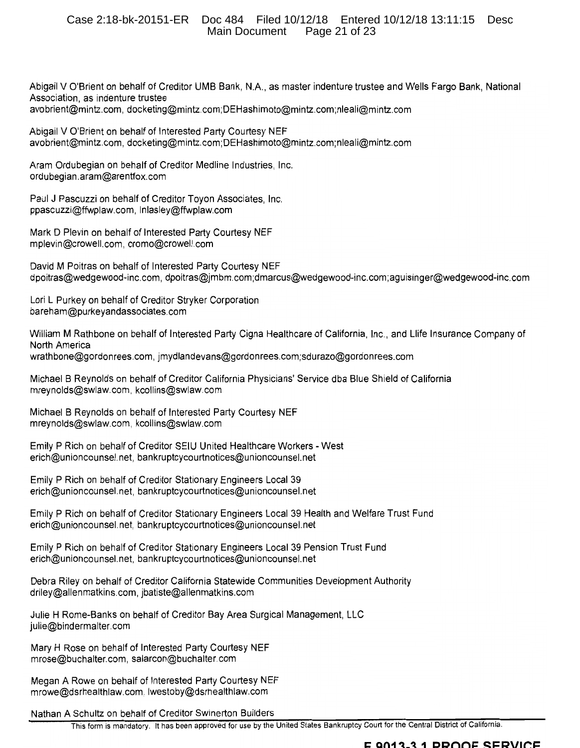Abigail V O'Brient on behalf of Creditor UMB Bank, N.A., as master indenture trustee and Wells Fargo Bank, National Association, as indenture trustee
avobrient@mintz.com, docketing@mintz.com;DEHashimoto@mintz.com;nleali@mintz.com

Abigail V O'Brient on behalf of Interested Party Courtesy NEF
avobrient@mintz.com, docketing@mintz.com;DEHashimoto@mintz.com;nleali@mintz.com

Aram Ordubegian on behalf of Creditor Medline Industries, Inc.
ordubegian.aram@arentfox.com

Paul J Pascuzzi on behalf of Creditor Toyon Associates, Inc.
ppascuzzi@ffwplaw.com, lnlasley@ffwplaw.com

Mark D Plevin on behalf of Interested Party Courtesy NEF
mplevin@crowell.com, cromo@crowell.com

David M Poitras on behalf of Interested Party Courtesy NEF
dpoitras@wedgewood-inc.com, dpoitras@jmbm.com;dmarcus@wedgewood-inc.com;aguisinger@wedgewood-inc.com

Lori L Purkey on behalf of Creditor Stryker Corporation
bareham@purkeyandassociates.com

William M Rathbone on behalf of Interested Party Cigna Healthcare of California, Inc., and Llife Insurance Company of North America
wrathbone@gordonrees.com, jmydlandevans@gordonrees.com;sdurazo@gordonrees.com

Michael B Reynolds on behalf of Creditor California Physicians' Service dba Blue Shield of California
mreynolds@swlaw.com, kcollins@swlaw.com

Michael B Reynolds on behalf of Interested Party Courtesy NEF
mreynolds@swlaw.com, kcollins@swlaw.com

Emily P Rich on behalf of Creditor SEIU United Healthcare Workers - West
erich@unioncounsel.net, bankruptcycourtnotices@unioncounsel.net

Emily P Rich on behalf of Creditor Stationary Engineers Local 39
erich@unioncounsel.net, bankruptcycourtnotices@unioncounsel.net

Emily P Rich on behalf of Creditor Stationary Engineers Local 39 Health and Welfare Trust Fund
erich@unioncounsel.net, bankruptcycourtnotices@unioncounsel.net

Emily P Rich on behalf of Creditor Stationary Engineers Local 39 Pension Trust Fund
erich@unioncounsel.net, bankruptcycourtnotices@unioncounsel.net

Debra Riley on behalf of Creditor California Statewide Communities Development Authority
driley@allenmatkins.com, jbatiste@allenmatkins.com

Julie H Rome-Banks on behalf of Creditor Bay Area Surgical Management, LLC
julie@bindermalter.com

Mary H Rose on behalf of Interested Party Courtesy NEF
mrose@buchalter.com, salarcon@buchalter.com

Megan A Rowe on behalf of Interested Party Courtesy NEF
mrowe@dsrhealthlaw.com, lwestoby@dsrhealthlaw.com

Nathan A Schultz on behalf of Creditor Swinerton Builders

This form is mandatory. It has been approved for use by the United States Bankruptcy Court for the Central District of California.

F 9013-3.1.PROOF.SERVICE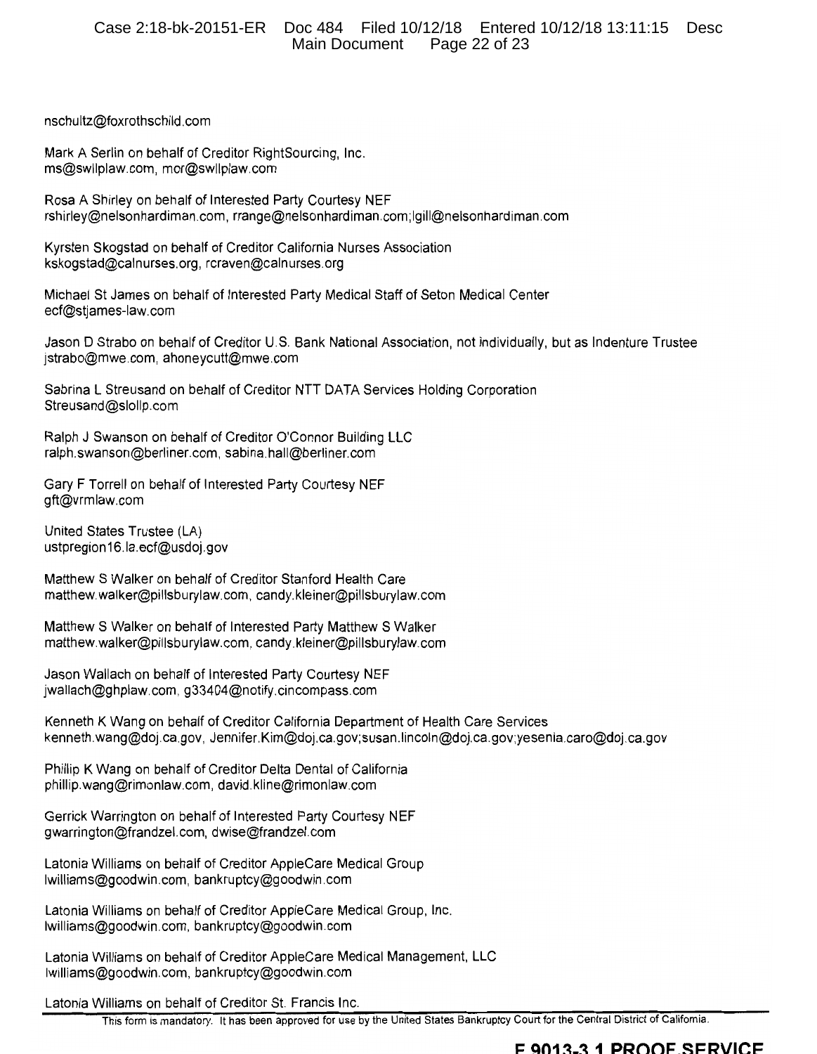nschultz@foxrothschild.com

Mark A Serlin on behalf of Creditor RightSourcing, Inc.
ms@swllplaw.com, mor@swllplaw.com

Rosa A Shirley on behalf of Interested Party Courtesy NEF
rshirley@nelsonhardiman.com, rrange@nelsonhardiman.com;lgill@nelsonhardiman.com

Kyrsten Skogstad on behalf of Creditor California Nurses Association
kskogstad@calnurses.org, rcraven@calnurses.org

Michael St James on behalf of Interested Party Medical Staff of Seton Medical Center
ecf@stjames-law.com

Jason D Strabo on behalf of Creditor U.S. Bank National Association, not individually, but as Indenture Trustee
jstrabo@mwe.com, ahoneycutt@mwe.com

Sabrina L Streusand on behalf of Creditor NTT DATA Services Holding Corporation
Streusand@slollp.com

Ralph J Swanson on behalf of Creditor O'Connor Building LLC
ralph.swanson@berliner.com, sabina.hall@berliner.com

Gary F Torrell on behalf of Interested Party Courtesy NEF
gft@vrmlaw.com

United States Trustee (LA)
ustpregion16.la.ecf@usdoj.gov

Matthew S Walker on behalf of Creditor Stanford Health Care
matthew.walker@pillsburylaw.com, candy.kleiner@pillsburylaw.com

Matthew S Walker on behalf of Interested Party Matthew S Walker
matthew.walker@pillsburylaw.com, candy.kleiner@pillsburylaw.com

Jason Wallach on behalf of Interested Party Courtesy NEF
jwallach@ghplaw.com, g33404@notify.cincompass.com

Kenneth K Wang on behalf of Creditor California Department of Health Care Services
kenneth.wang@doj.ca.gov, Jennifer.Kim@doj.ca.gov;susan.lincoln@doj.ca.gov;yesenia.caro@doj.ca.gov

Phillip K Wang on behalf of Creditor Delta Dental of California
phillip.wang@rimonlaw.com, david.kline@rimonlaw.com

Gerrick Warrington on behalf of Interested Party Courtesy NEF
gwarrington@frandzel.com, dwise@frandzel.com

Latonia Williams on behalf of Creditor AppleCare Medical Group
lwilliams@goodwin.com, bankruptcy@goodwin.com

Latonia Williams on behalf of Creditor AppleCare Medical Group, Inc.
lwilliams@goodwin.com, bankruptcy@goodwin.com

Latonia Williams on behalf of Creditor AppleCare Medical Management, LLC
lwilliams@goodwin.com, bankruptcy@goodwin.com

Latonia Williams on behalf of Creditor St. Francis Inc.

This form is mandatory. It has been approved for use by the United States Bankruptcy Court for the Central District of California.

**F 9013-3.1.PROOF.SERVICE**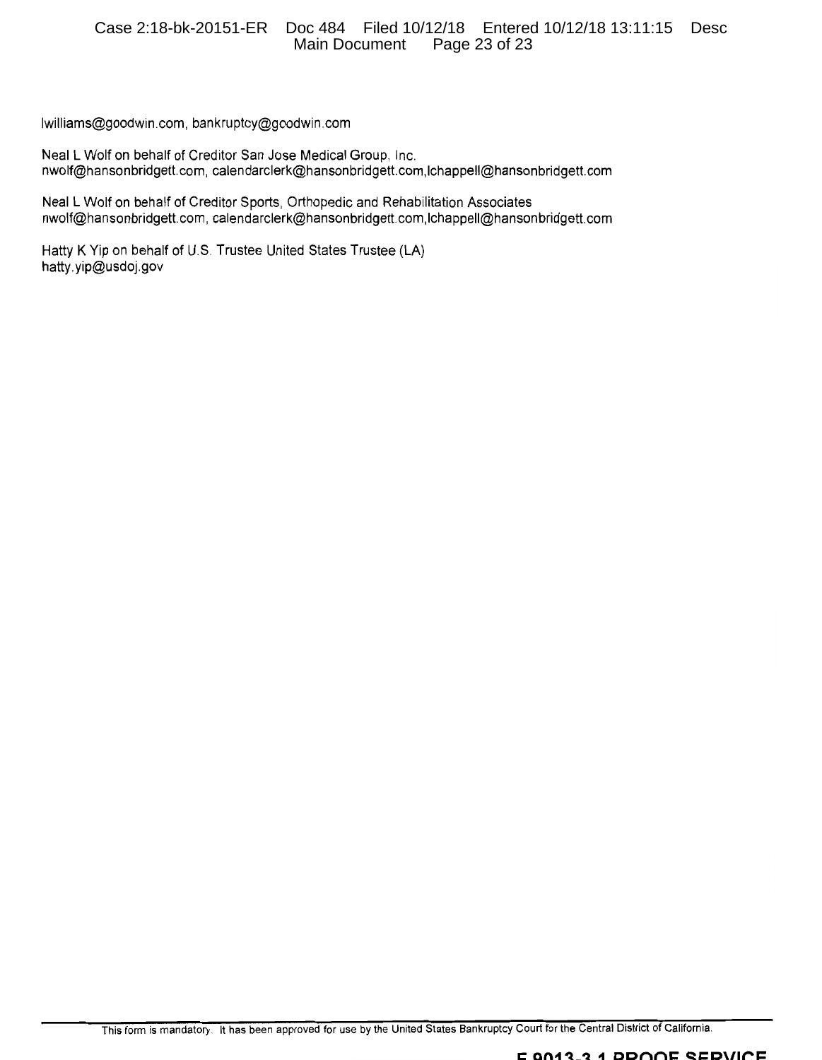lwilliams@goodwin.com, bankruptcy@goodwin.com

Neal L Wolf on behalf of Creditor San Jose Medical Group, Inc.
nwolf@hansonbridgett.com, calendarclerk@hansonbridgett.com,lchappell@hansonbridgett.com

Neal L Wolf on behalf of Creditor Sports, Orthopedic and Rehabilitation Associates
nwolf@hansonbridgett.com, calendarclerk@hansonbridgett.com,lchappell@hansonbridgett.com

Hatty K Yip on behalf of U.S. Trustee United States Trustee (LA)
hatty.yip@usdoj.gov

This form is mandatory. It has been approved for use by the United States Bankruptcy Court for the Central District of California.

F 9013-3.1.PROOF.SERVICE